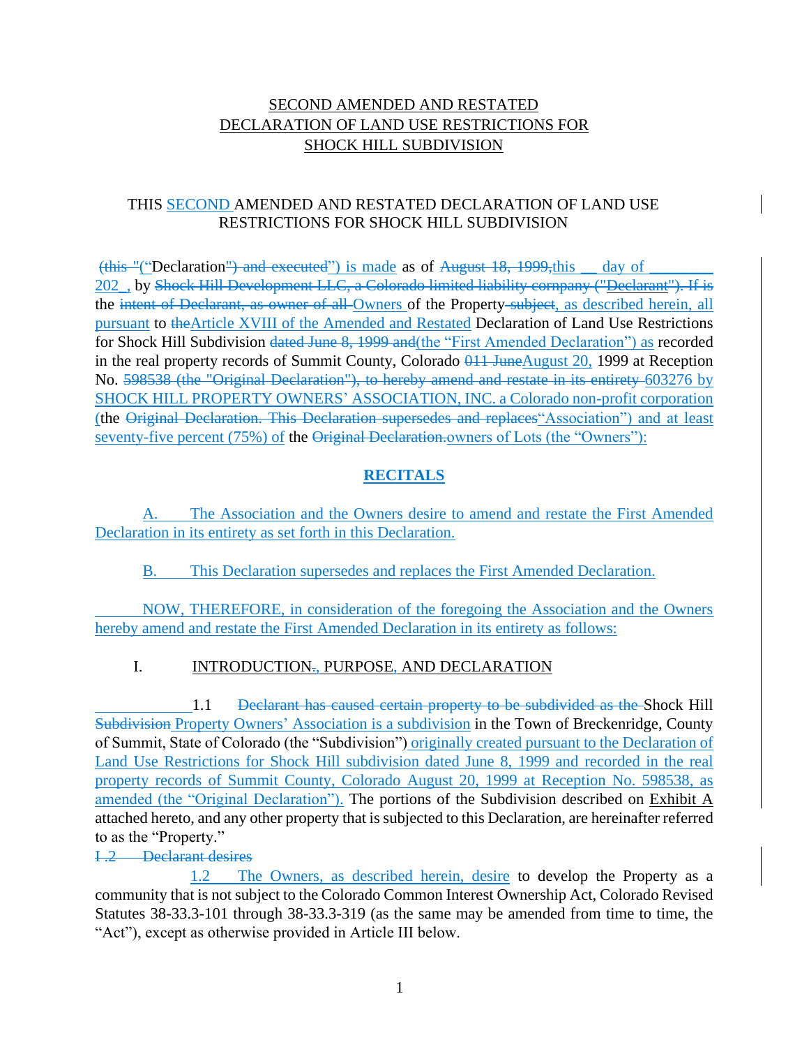SECOND AMENDED AND RESTATED
DECLARATION OF LAND USE RESTRICTIONS FOR
SHOCK HILL SUBDIVISION

THIS SECOND AMENDED AND RESTATED DECLARATION OF LAND USE RESTRICTIONS FOR SHOCK HILL SUBDIVISION

~~(this "~~(“Declaration~~") and executed~~”) is made as of ~~August 18, 1999,~~this __ day of ________ 202_, by ~~Shock Hill Development LLC, a Colorado limited liability cornpany ("Declarant"). If is~~ the ~~intent of Declarant, as owner of all~~ Owners of the Property~~ subject~~, as described herein, all pursuant to ~~the~~Article XVIII of the Amended and Restated Declaration of Land Use Restrictions for Shock Hill Subdivision ~~dated June 8, 1999 and~~(the “First Amended Declaration”) as recorded in the real property records of Summit County, Colorado ~~011 June~~August 20, 1999 at Reception No. ~~598538 (the "Original Declaration"), to hereby amend and restate in its entirety~~ 603276 by SHOCK HILL PROPERTY OWNERS’ ASSOCIATION, INC. a Colorado non-profit corporation (the ~~Original Declaration. This Declaration supersedes and replaces~~“Association”) and at least seventy-five percent (75%) of the ~~Original Declaration.~~owners of Lots (the “Owners”):

**RECITALS**

A. The Association and the Owners desire to amend and restate the First Amended Declaration in its entirety as set forth in this Declaration.

B. This Declaration supersedes and replaces the First Amended Declaration.

NOW, THEREFORE, in consideration of the foregoing the Association and the Owners hereby amend and restate the First Amended Declaration in its entirety as follows:

I. INTRODUCTION~~.~~, PURPOSE, AND DECLARATION

1.1 ~~Declarant has caused certain property to be subdivided as the~~ Shock Hill ~~Subdivision~~ Property Owners’ Association is a subdivision in the Town of Breckenridge, County of Summit, State of Colorado (the “Subdivision”) originally created pursuant to the Declaration of Land Use Restrictions for Shock Hill subdivision dated June 8, 1999 and recorded in the real property records of Summit County, Colorado August 20, 1999 at Reception No. 598538, as amended (the “Original Declaration”). The portions of the Subdivision described on Exhibit A attached hereto, and any other property that is subjected to this Declaration, are hereinafter referred to as the “Property.”

~~I .2 Declarant desires~~

1.2 The Owners, as described herein, desire to develop the Property as a community that is not subject to the Colorado Common Interest Ownership Act, Colorado Revised Statutes 38-33.3-101 through 38-33.3-319 (as the same may be amended from time to time, the “Act”), except as otherwise provided in Article III below.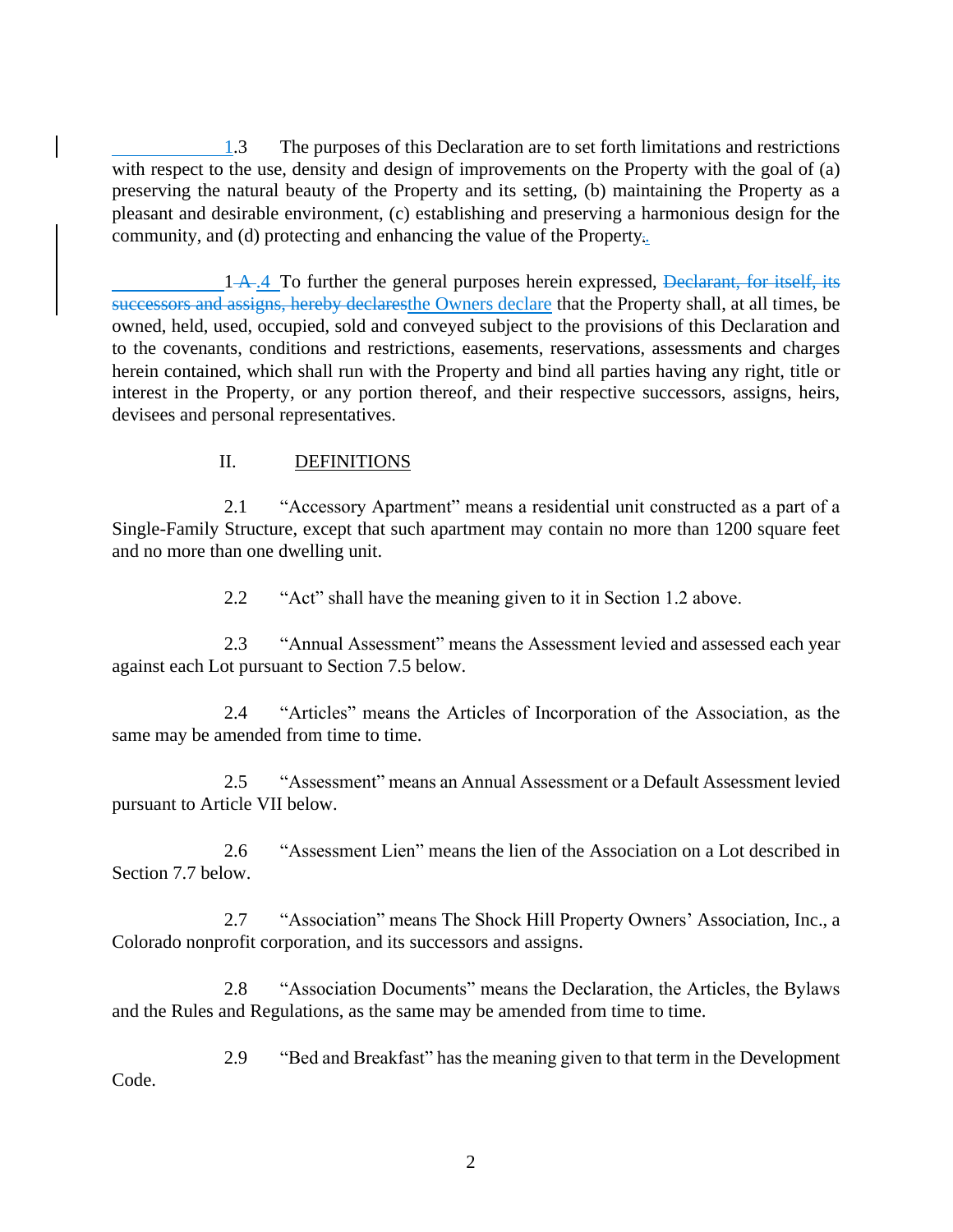1.3 The purposes of this Declaration are to set forth limitations and restrictions with respect to the use, density and design of improvements on the Property with the goal of (a) preserving the natural beauty of the Property and its setting, (b) maintaining the Property as a pleasant and desirable environment, (c) establishing and preserving a harmonious design for the community, and (d) protecting and enhancing the value of the Property.

1~~A~~.4 To further the general purposes herein expressed, ~~Declarant, for itself, its successors and assigns, hereby declares~~the Owners declare that the Property shall, at all times, be owned, held, used, occupied, sold and conveyed subject to the provisions of this Declaration and to the covenants, conditions and restrictions, easements, reservations, assessments and charges herein contained, which shall run with the Property and bind all parties having any right, title or interest in the Property, or any portion thereof, and their respective successors, assigns, heirs, devisees and personal representatives.

## II. DEFINITIONS

2.1 "Accessory Apartment" means a residential unit constructed as a part of a Single-Family Structure, except that such apartment may contain no more than 1200 square feet and no more than one dwelling unit.

2.2 "Act" shall have the meaning given to it in Section 1.2 above.

2.3 "Annual Assessment" means the Assessment levied and assessed each year against each Lot pursuant to Section 7.5 below.

2.4 "Articles" means the Articles of Incorporation of the Association, as the same may be amended from time to time.

2.5 "Assessment" means an Annual Assessment or a Default Assessment levied pursuant to Article VII below.

2.6 "Assessment Lien" means the lien of the Association on a Lot described in Section 7.7 below.

2.7 "Association" means The Shock Hill Property Owners' Association, Inc., a Colorado nonprofit corporation, and its successors and assigns.

2.8 "Association Documents" means the Declaration, the Articles, the Bylaws and the Rules and Regulations, as the same may be amended from time to time.

2.9 "Bed and Breakfast" has the meaning given to that term in the Development Code.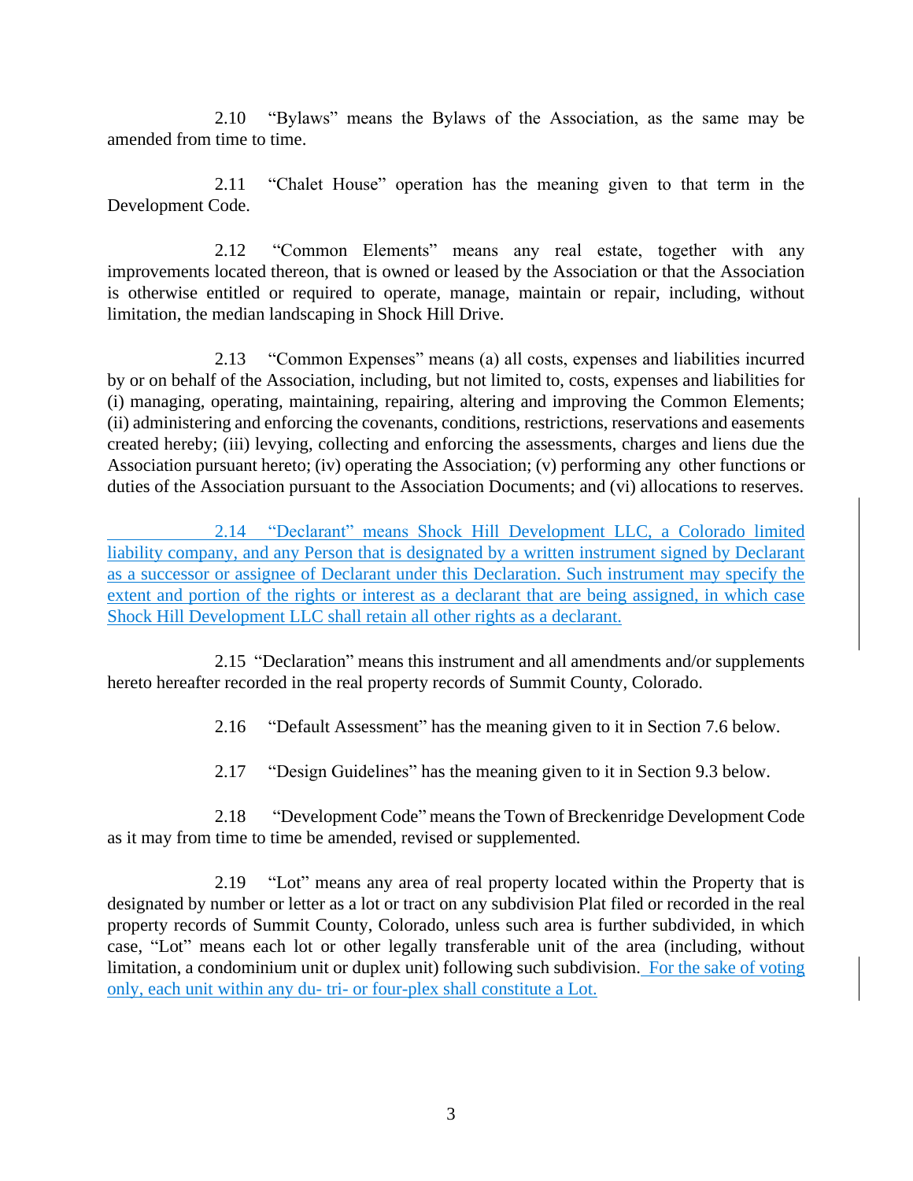2.10 "Bylaws" means the Bylaws of the Association, as the same may be amended from time to time.

2.11 "Chalet House" operation has the meaning given to that term in the Development Code.

2.12 "Common Elements" means any real estate, together with any improvements located thereon, that is owned or leased by the Association or that the Association is otherwise entitled or required to operate, manage, maintain or repair, including, without limitation, the median landscaping in Shock Hill Drive.

2.13 "Common Expenses" means (a) all costs, expenses and liabilities incurred by or on behalf of the Association, including, but not limited to, costs, expenses and liabilities for (i) managing, operating, maintaining, repairing, altering and improving the Common Elements; (ii) administering and enforcing the covenants, conditions, restrictions, reservations and easements created hereby; (iii) levying, collecting and enforcing the assessments, charges and liens due the Association pursuant hereto; (iv) operating the Association; (v) performing any other functions or duties of the Association pursuant to the Association Documents; and (vi) allocations to reserves.

2.14 "Declarant" means Shock Hill Development LLC, a Colorado limited liability company, and any Person that is designated by a written instrument signed by Declarant as a successor or assignee of Declarant under this Declaration. Such instrument may specify the extent and portion of the rights or interest as a declarant that are being assigned, in which case Shock Hill Development LLC shall retain all other rights as a declarant.

2.15 "Declaration" means this instrument and all amendments and/or supplements hereto hereafter recorded in the real property records of Summit County, Colorado.

2.16 "Default Assessment" has the meaning given to it in Section 7.6 below.

2.17 "Design Guidelines" has the meaning given to it in Section 9.3 below.

2.18 "Development Code" means the Town of Breckenridge Development Code as it may from time to time be amended, revised or supplemented.

2.19 "Lot" means any area of real property located within the Property that is designated by number or letter as a lot or tract on any subdivision Plat filed or recorded in the real property records of Summit County, Colorado, unless such area is further subdivided, in which case, "Lot" means each lot or other legally transferable unit of the area (including, without limitation, a condominium unit or duplex unit) following such subdivision. For the sake of voting only, each unit within any du- tri- or four-plex shall constitute a Lot.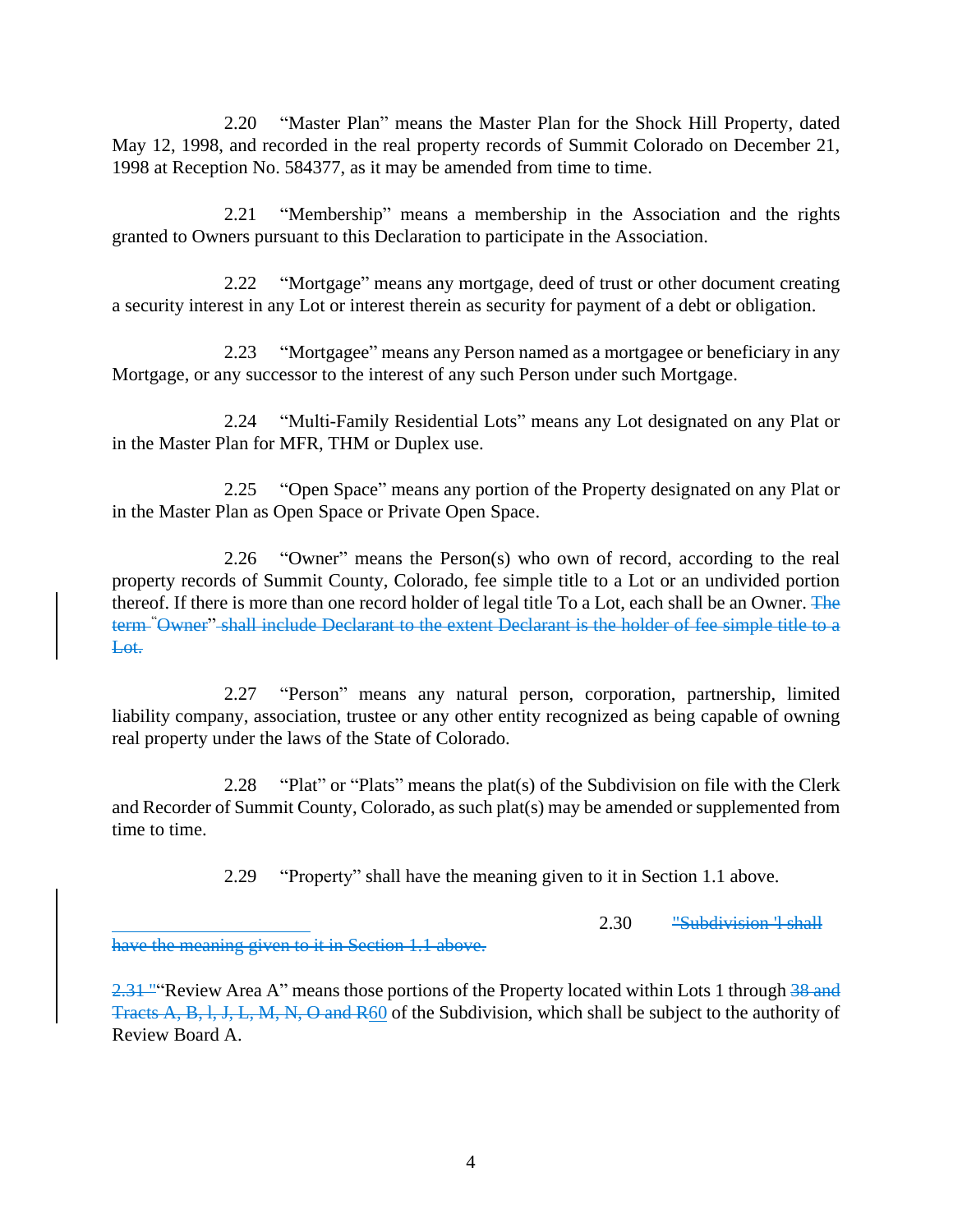2.20 "Master Plan" means the Master Plan for the Shock Hill Property, dated May 12, 1998, and recorded in the real property records of Summit Colorado on December 21, 1998 at Reception No. 584377, as it may be amended from time to time.

2.21 "Membership" means a membership in the Association and the rights granted to Owners pursuant to this Declaration to participate in the Association.

2.22 "Mortgage" means any mortgage, deed of trust or other document creating a security interest in any Lot or interest therein as security for payment of a debt or obligation.

2.23 "Mortgagee" means any Person named as a mortgagee or beneficiary in any Mortgage, or any successor to the interest of any such Person under such Mortgage.

2.24 "Multi-Family Residential Lots" means any Lot designated on any Plat or in the Master Plan for MFR, THM or Duplex use.

2.25 "Open Space" means any portion of the Property designated on any Plat or in the Master Plan as Open Space or Private Open Space.

2.26 "Owner" means the Person(s) who own of record, according to the real property records of Summit County, Colorado, fee simple title to a Lot or an undivided portion thereof. If there is more than one record holder of legal title To a Lot, each shall be an Owner. ~~The term "Owner" shall include Declarant to the extent Declarant is the holder of fee simple title to a Lot.~~

2.27 "Person" means any natural person, corporation, partnership, limited liability company, association, trustee or any other entity recognized as being capable of owning real property under the laws of the State of Colorado.

2.28 "Plat" or "Plats" means the plat(s) of the Subdivision on file with the Clerk and Recorder of Summit County, Colorado, as such plat(s) may be amended or supplemented from time to time.

2.29 "Property" shall have the meaning given to it in Section 1.1 above.

2.30 ~~"Subdivision" shall have the meaning given to it in Section 1.1 above.~~

~~2.31~~ "Review Area A" means those portions of the Property located within Lots 1 through ~~38 and Tracts A, B, I, J, L, M, N, O and R~~60 of the Subdivision, which shall be subject to the authority of Review Board A.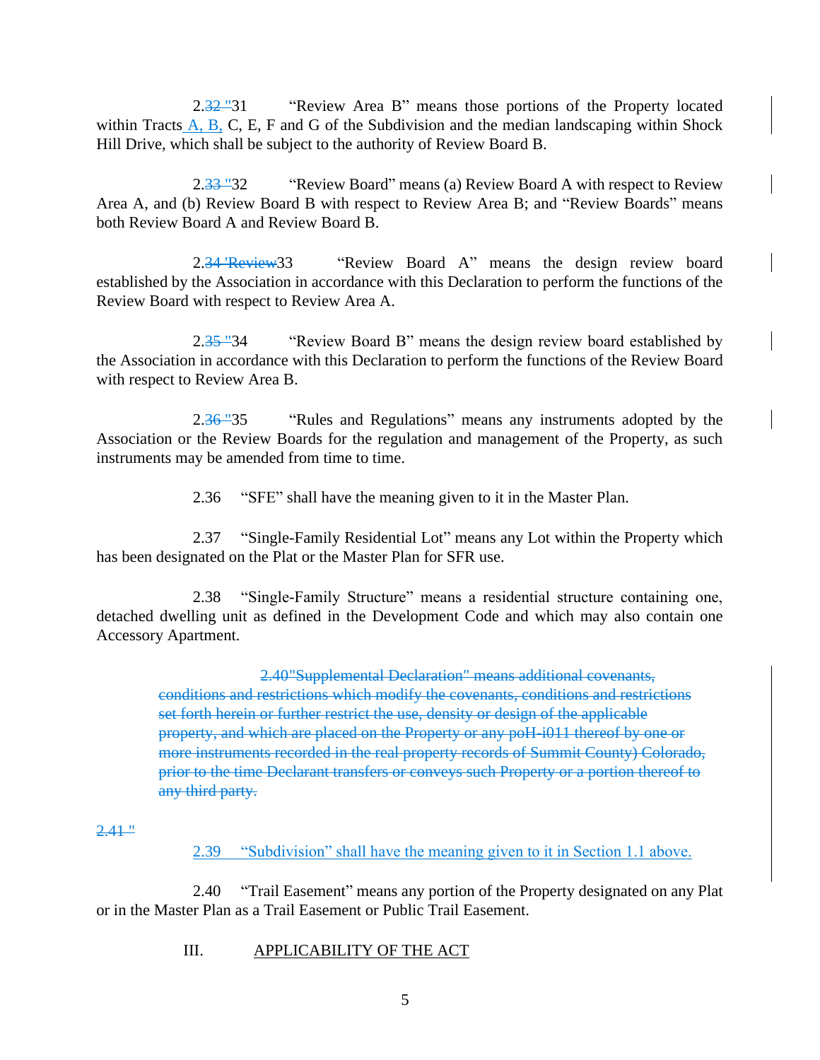2.~~32 "~~31 "Review Area B" means those portions of the Property located within Tracts A, B, C, E, F and G of the Subdivision and the median landscaping within Shock Hill Drive, which shall be subject to the authority of Review Board B.

2.~~33 "~~32 "Review Board" means (a) Review Board A with respect to Review Area A, and (b) Review Board B with respect to Review Area B; and "Review Boards" means both Review Board A and Review Board B.

2.~~34 'Review~~33 "Review Board A" means the design review board established by the Association in accordance with this Declaration to perform the functions of the Review Board with respect to Review Area A.

2.~~35 "~~34 "Review Board B" means the design review board established by the Association in accordance with this Declaration to perform the functions of the Review Board with respect to Review Area B.

2.~~36 "~~35 "Rules and Regulations" means any instruments adopted by the Association or the Review Boards for the regulation and management of the Property, as such instruments may be amended from time to time.

2.36 "SFE" shall have the meaning given to it in the Master Plan.

2.37 "Single-Family Residential Lot" means any Lot within the Property which has been designated on the Plat or the Master Plan for SFR use.

2.38 "Single-Family Structure" means a residential structure containing one, detached dwelling unit as defined in the Development Code and which may also contain one Accessory Apartment.

~~2.40"Supplemental Declaration" means additional covenants, conditions and restrictions which modify the covenants, conditions and restrictions set forth herein or further restrict the use, density or design of the applicable property, and which are placed on the Property or any poH-i011 thereof by one or more instruments recorded in the real property records of Summit County) Colorado, prior to the time Declarant transfers or conveys such Property or a portion thereof to any third party.~~

~~2.41 "~~

2.39 "Subdivision" shall have the meaning given to it in Section 1.1 above.

2.40 "Trail Easement" means any portion of the Property designated on any Plat or in the Master Plan as a Trail Easement or Public Trail Easement.

## III. APPLICABILITY OF THE ACT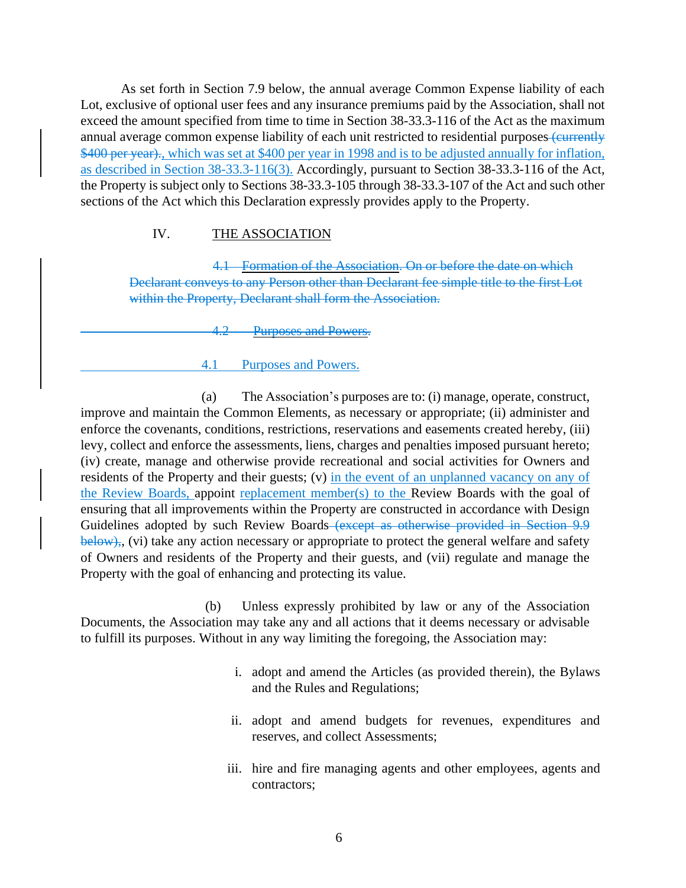As set forth in Section 7.9 below, the annual average Common Expense liability of each Lot, exclusive of optional user fees and any insurance premiums paid by the Association, shall not exceed the amount specified from time to time in Section 38-33.3-116 of the Act as the maximum annual average common expense liability of each unit restricted to residential purposes ~~(currently $400 per year).~~, which was set at $400 per year in 1998 and is to be adjusted annually for inflation, as described in Section 38-33.3-116(3). Accordingly, pursuant to Section 38-33.3-116 of the Act, the Property is subject only to Sections 38-33.3-105 through 38-33.3-107 of the Act and such other sections of the Act which this Declaration expressly provides apply to the Property.

## IV. THE ASSOCIATION

~~4.1 Formation of the Association. On or before the date on which Declarant conveys to any Person other than Declarant fee simple title to the first Lot within the Property, Declarant shall form the Association.~~

~~4.2 Purposes and Powers.~~

4.1 Purposes and Powers.

(a) The Association's purposes are to: (i) manage, operate, construct, improve and maintain the Common Elements, as necessary or appropriate; (ii) administer and enforce the covenants, conditions, restrictions, reservations and easements created hereby, (iii) levy, collect and enforce the assessments, liens, charges and penalties imposed pursuant hereto; (iv) create, manage and otherwise provide recreational and social activities for Owners and residents of the Property and their guests; (v) in the event of an unplanned vacancy on any of the Review Boards, appoint replacement member(s) to the Review Boards with the goal of ensuring that all improvements within the Property are constructed in accordance with Design Guidelines adopted by such Review Boards ~~(except as otherwise provided in Section 9.9 below),~~, (vi) take any action necessary or appropriate to protect the general welfare and safety of Owners and residents of the Property and their guests, and (vii) regulate and manage the Property with the goal of enhancing and protecting its value.

(b) Unless expressly prohibited by law or any of the Association Documents, the Association may take any and all actions that it deems necessary or advisable to fulfill its purposes. Without in any way limiting the foregoing, the Association may:

i. adopt and amend the Articles (as provided therein), the Bylaws and the Rules and Regulations;

ii. adopt and amend budgets for revenues, expenditures and reserves, and collect Assessments;

iii. hire and fire managing agents and other employees, agents and contractors;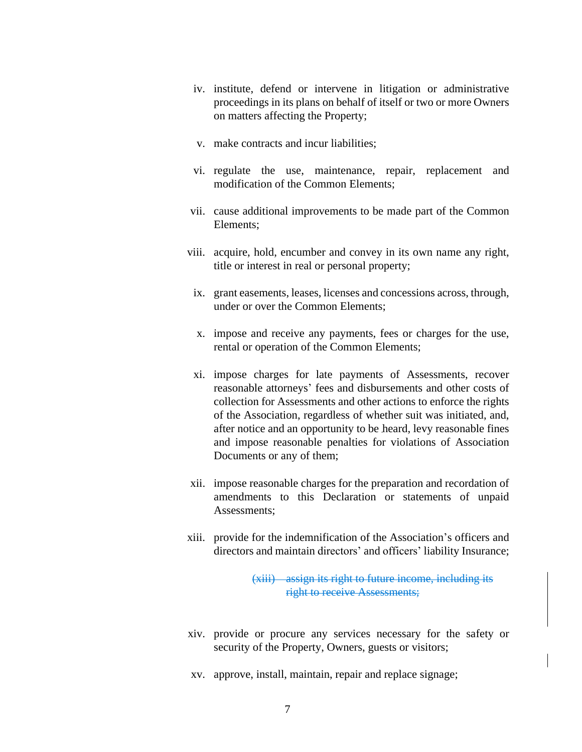iv. institute, defend or intervene in litigation or administrative proceedings in its plans on behalf of itself or two or more Owners on matters affecting the Property;

v. make contracts and incur liabilities;

vi. regulate the use, maintenance, repair, replacement and modification of the Common Elements;

vii. cause additional improvements to be made part of the Common Elements;

viii. acquire, hold, encumber and convey in its own name any right, title or interest in real or personal property;

ix. grant easements, leases, licenses and concessions across, through, under or over the Common Elements;

x. impose and receive any payments, fees or charges for the use, rental or operation of the Common Elements;

xi. impose charges for late payments of Assessments, recover reasonable attorneys' fees and disbursements and other costs of collection for Assessments and other actions to enforce the rights of the Association, regardless of whether suit was initiated, and, after notice and an opportunity to be heard, levy reasonable fines and impose reasonable penalties for violations of Association Documents or any of them;

xii. impose reasonable charges for the preparation and recordation of amendments to this Declaration or statements of unpaid Assessments;

xiii. provide for the indemnification of the Association's officers and directors and maintain directors' and officers' liability Insurance;

~~(xiii) assign its right to future income, including its right to receive Assessments;~~

xiv. provide or procure any services necessary for the safety or security of the Property, Owners, guests or visitors;

xv. approve, install, maintain, repair and replace signage;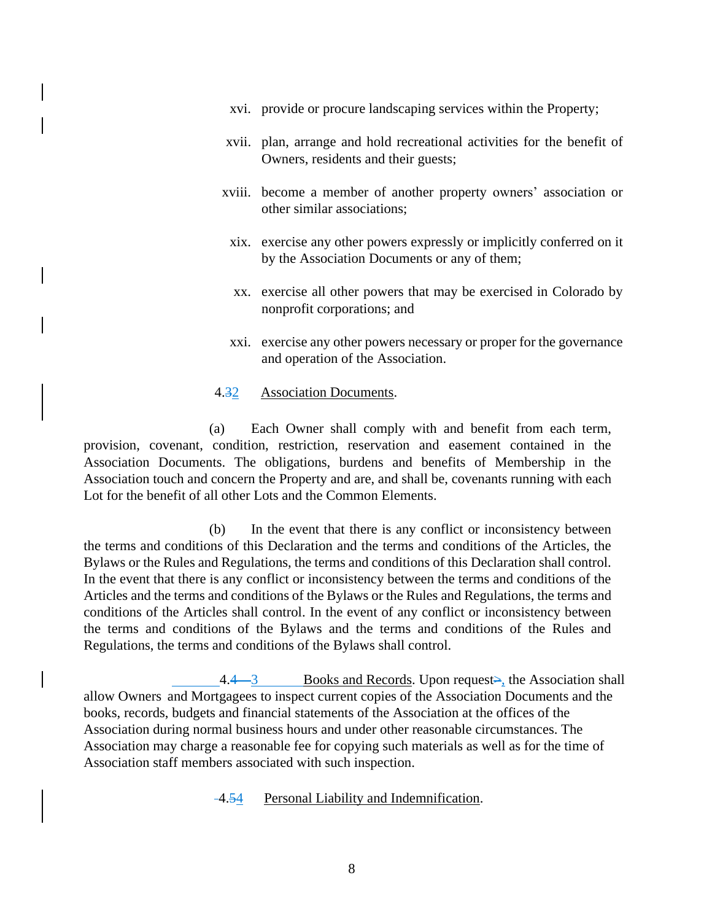xvi. provide or procure landscaping services within the Property;

xvii. plan, arrange and hold recreational activities for the benefit of Owners, residents and their guests;

xviii. become a member of another property owners' association or other similar associations;

xix. exercise any other powers expressly or implicitly conferred on it by the Association Documents or any of them;

xx. exercise all other powers that may be exercised in Colorado by nonprofit corporations; and

xxi. exercise any other powers necessary or proper for the governance and operation of the Association.

4.~~3~~2 Association Documents.

(a) Each Owner shall comply with and benefit from each term, provision, covenant, condition, restriction, reservation and easement contained in the Association Documents. The obligations, burdens and benefits of Membership in the Association touch and concern the Property and are, and shall be, covenants running with each Lot for the benefit of all other Lots and the Common Elements.

(b) In the event that there is any conflict or inconsistency between the terms and conditions of this Declaration and the terms and conditions of the Articles, the Bylaws or the Rules and Regulations, the terms and conditions of this Declaration shall control. In the event that there is any conflict or inconsistency between the terms and conditions of the Articles and the terms and conditions of the Bylaws or the Rules and Regulations, the terms and conditions of the Articles shall control. In the event of any conflict or inconsistency between the terms and conditions of the Bylaws and the terms and conditions of the Rules and Regulations, the terms and conditions of the Bylaws shall control.

4.~~4~~ 3 Books and Records. Upon request~~>~~, the Association shall allow Owners and Mortgagees to inspect current copies of the Association Documents and the books, records, budgets and financial statements of the Association at the offices of the Association during normal business hours and under other reasonable circumstances. The Association may charge a reasonable fee for copying such materials as well as for the time of Association staff members associated with such inspection.

4.~~5~~4 Personal Liability and Indemnification.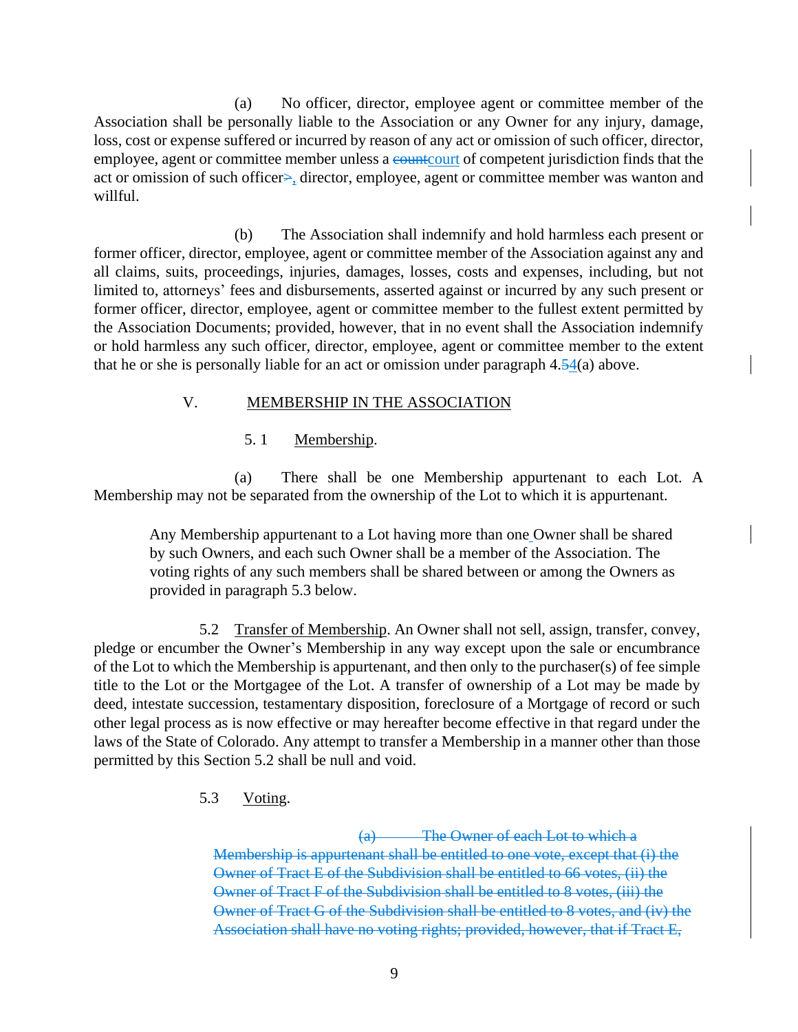(a) No officer, director, employee agent or committee member of the Association shall be personally liable to the Association or any Owner for any injury, damage, loss, cost or expense suffered or incurred by reason of any act or omission of such officer, director, employee, agent or committee member unless a ~~count~~court of competent jurisdiction finds that the act or omission of such officer~~>~~, director, employee, agent or committee member was wanton and willful.

(b) The Association shall indemnify and hold harmless each present or former officer, director, employee, agent or committee member of the Association against any and all claims, suits, proceedings, injuries, damages, losses, costs and expenses, including, but not limited to, attorneys' fees and disbursements, asserted against or incurred by any such present or former officer, director, employee, agent or committee member to the fullest extent permitted by the Association Documents; provided, however, that in no event shall the Association indemnify or hold harmless any such officer, director, employee, agent or committee member to the extent that he or she is personally liable for an act or omission under paragraph 4.~~5~~4(a) above.

## V. MEMBERSHIP IN THE ASSOCIATION

5.1 Membership.

(a) There shall be one Membership appurtenant to each Lot. A Membership may not be separated from the ownership of the Lot to which it is appurtenant.

Any Membership appurtenant to a Lot having more than one Owner shall be shared by such Owners, and each such Owner shall be a member of the Association. The voting rights of any such members shall be shared between or among the Owners as provided in paragraph 5.3 below.

5.2 Transfer of Membership. An Owner shall not sell, assign, transfer, convey, pledge or encumber the Owner's Membership in any way except upon the sale or encumbrance of the Lot to which the Membership is appurtenant, and then only to the purchaser(s) of fee simple title to the Lot or the Mortgagee of the Lot. A transfer of ownership of a Lot may be made by deed, intestate succession, testamentary disposition, foreclosure of a Mortgage of record or such other legal process as is now effective or may hereafter become effective in that regard under the laws of the State of Colorado. Any attempt to transfer a Membership in a manner other than those permitted by this Section 5.2 shall be null and void.

5.3 Voting.

~~(a) The Owner of each Lot to which a Membership is appurtenant shall be entitled to one vote, except that (i) the Owner of Tract E of the Subdivision shall be entitled to 66 votes, (ii) the Owner of Tract F of the Subdivision shall be entitled to 8 votes, (iii) the Owner of Tract G of the Subdivision shall be entitled to 8 votes, and (iv) the Association shall have no voting rights; provided, however, that if Tract E,~~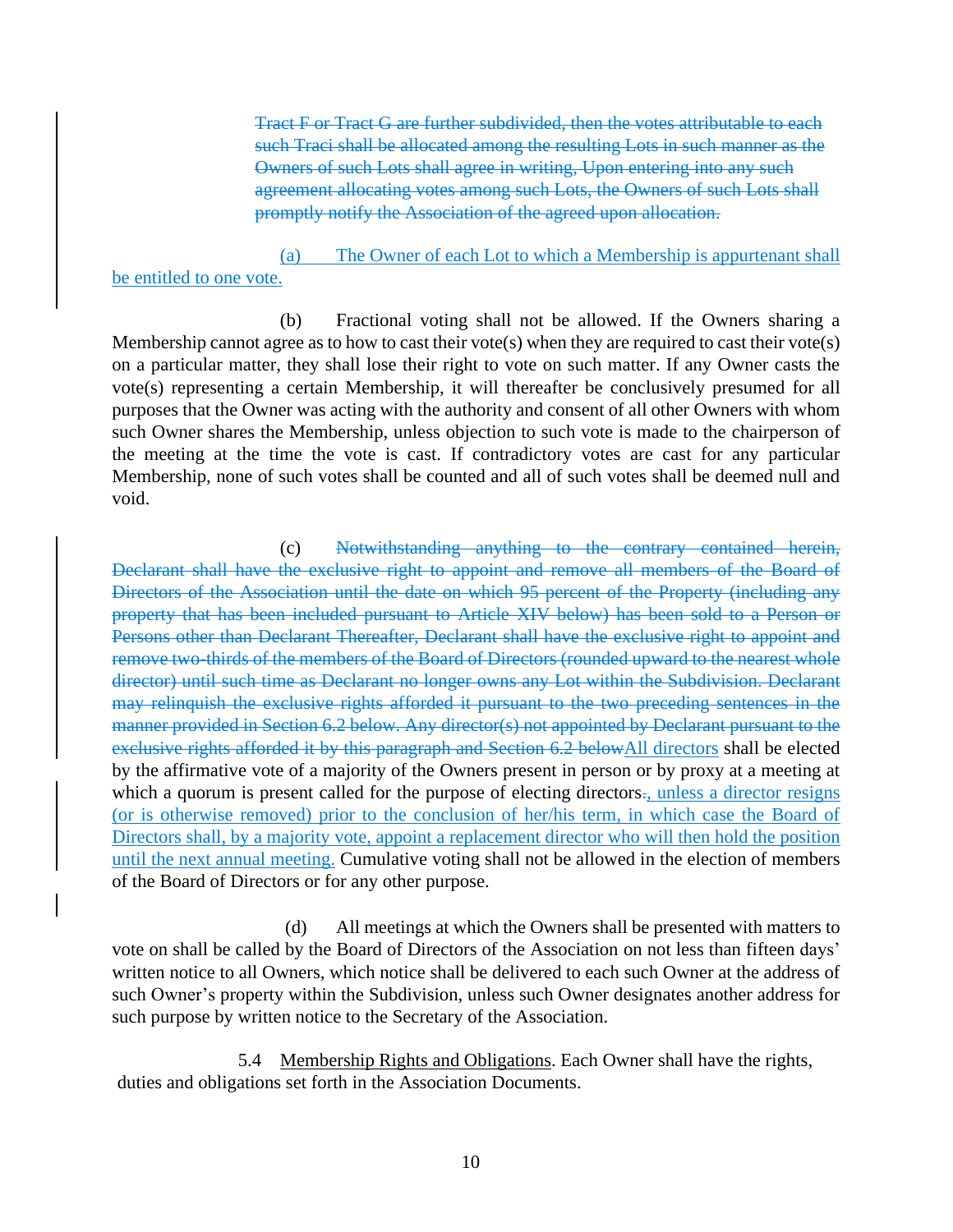~~Tract F or Tract G are further subdivided, then the votes attributable to each such Traci shall be allocated among the resulting Lots in such manner as the Owners of such Lots shall agree in writing, Upon entering into any such agreement allocating votes among such Lots, the Owners of such Lots shall promptly notify the Association of the agreed upon allocation.~~

(a) The Owner of each Lot to which a Membership is appurtenant shall be entitled to one vote.

(b) Fractional voting shall not be allowed. If the Owners sharing a Membership cannot agree as to how to cast their vote(s) when they are required to cast their vote(s) on a particular matter, they shall lose their right to vote on such matter. If any Owner casts the vote(s) representing a certain Membership, it will thereafter be conclusively presumed for all purposes that the Owner was acting with the authority and consent of all other Owners with whom such Owner shares the Membership, unless objection to such vote is made to the chairperson of the meeting at the time the vote is cast. If contradictory votes are cast for any particular Membership, none of such votes shall be counted and all of such votes shall be deemed null and void.

(c) ~~Notwithstanding anything to the contrary contained herein, Declarant shall have the exclusive right to appoint and remove all members of the Board of Directors of the Association until the date on which 95 percent of the Property (including any property that has been included pursuant to Article XIV below) has been sold to a Person or Persons other than Declarant Thereafter, Declarant shall have the exclusive right to appoint and remove two-thirds of the members of the Board of Directors (rounded upward to the nearest whole director) until such time as Declarant no longer owns any Lot within the Subdivision. Declarant may relinquish the exclusive rights afforded it pursuant to the two preceding sentences in the manner provided in Section 6.2 below. Any director(s) not appointed by Declarant pursuant to the exclusive rights afforded it by this paragraph and Section 6.2 below~~All directors shall be elected by the affirmative vote of a majority of the Owners present in person or by proxy at a meeting at which a quorum is present called for the purpose of electing directors~~.~~, unless a director resigns (or is otherwise removed) prior to the conclusion of her/his term, in which case the Board of Directors shall, by a majority vote, appoint a replacement director who will then hold the position until the next annual meeting. Cumulative voting shall not be allowed in the election of members of the Board of Directors or for any other purpose.

(d) All meetings at which the Owners shall be presented with matters to vote on shall be called by the Board of Directors of the Association on not less than fifteen days' written notice to all Owners, which notice shall be delivered to each such Owner at the address of such Owner's property within the Subdivision, unless such Owner designates another address for such purpose by written notice to the Secretary of the Association.

5.4 Membership Rights and Obligations. Each Owner shall have the rights, duties and obligations set forth in the Association Documents.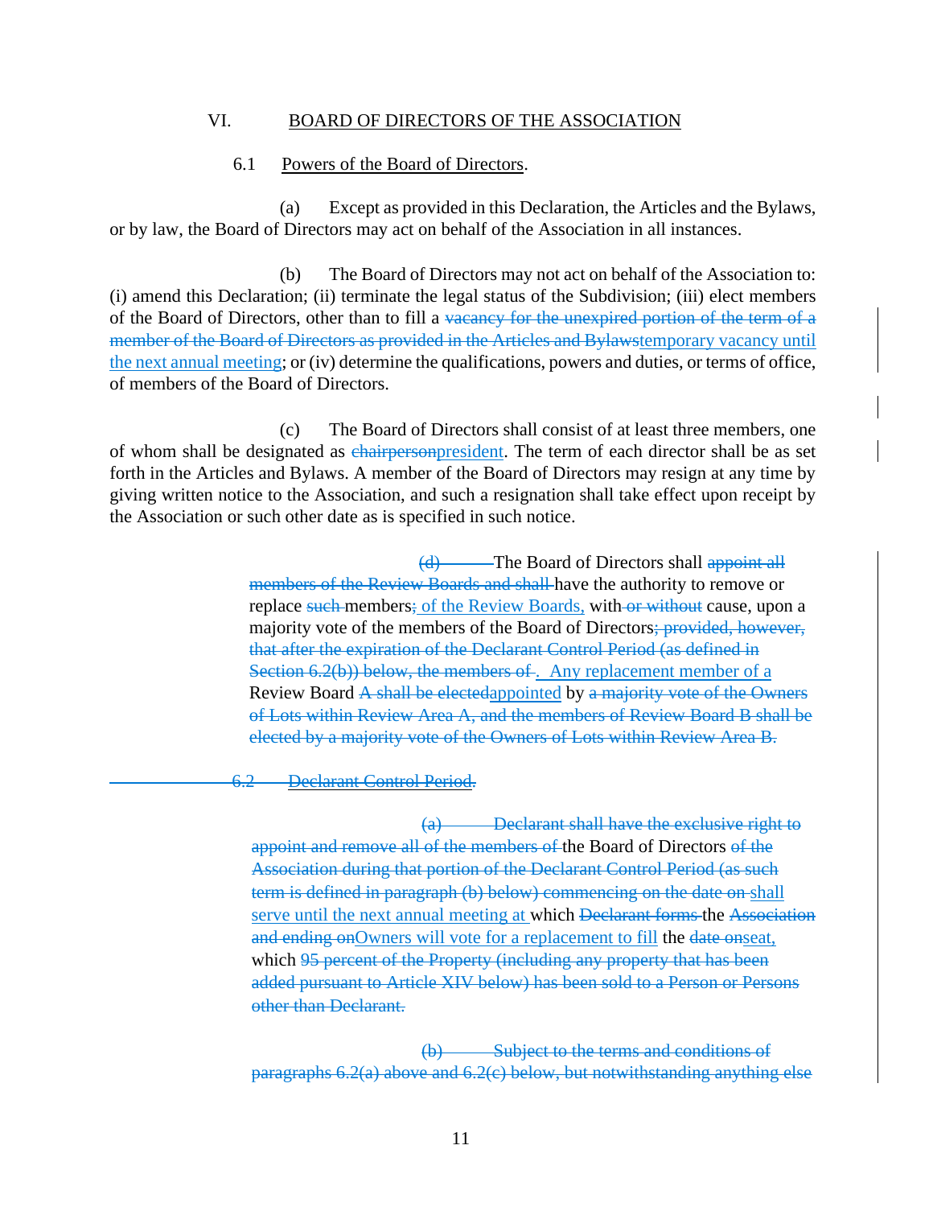## VI. BOARD OF DIRECTORS OF THE ASSOCIATION

### 6.1 Powers of the Board of Directors.

(a) Except as provided in this Declaration, the Articles and the Bylaws, or by law, the Board of Directors may act on behalf of the Association in all instances.

(b) The Board of Directors may not act on behalf of the Association to: (i) amend this Declaration; (ii) terminate the legal status of the Subdivision; (iii) elect members of the Board of Directors, other than to fill a ~~vacancy for the unexpired portion of the term of a member of the Board of Directors as provided in the Articles and Bylaws~~temporary vacancy until the next annual meeting; or (iv) determine the qualifications, powers and duties, or terms of office, of members of the Board of Directors.

(c) The Board of Directors shall consist of at least three members, one of whom shall be designated as ~~chairperson~~president. The term of each director shall be as set forth in the Articles and Bylaws. A member of the Board of Directors may resign at any time by giving written notice to the Association, and such a resignation shall take effect upon receipt by the Association or such other date as is specified in such notice.

~~(d)~~ The Board of Directors shall ~~appoint all members of the Review Boards and shall~~ have the authority to remove or replace ~~such~~ members~~;~~ of the Review Boards, with~~ or without~~ cause, upon a majority vote of the members of the Board of Directors~~; provided, however, that after the expiration of the Declarant Control Period (as defined in Section 6.2(b)) below, the members of~~. Any replacement member of a Review Board ~~A shall be elected~~appointed by ~~a majority vote of the Owners of Lots within Review Area A, and the members of Review Board B shall be elected by a majority vote of the Owners of Lots within Review Area B.~~

~~6.2 Declarant Control Period.~~

~~(a) Declarant shall have the exclusive right to appoint and remove all of the members of~~ the Board of Directors ~~of the Association during that portion of the Declarant Control Period (as such term is defined in paragraph (b) below) commencing on the date on~~ shall serve until the next annual meeting at which ~~Declarant forms~~ the ~~Association and ending on~~Owners will vote for a replacement to fill the ~~date on~~seat, which ~~95 percent of the Property (including any property that has been added pursuant to Article XIV below) has been sold to a Person or Persons other than Declarant.~~

~~(b) Subject to the terms and conditions of paragraphs 6.2(a) above and 6.2(c) below, but notwithstanding anything else~~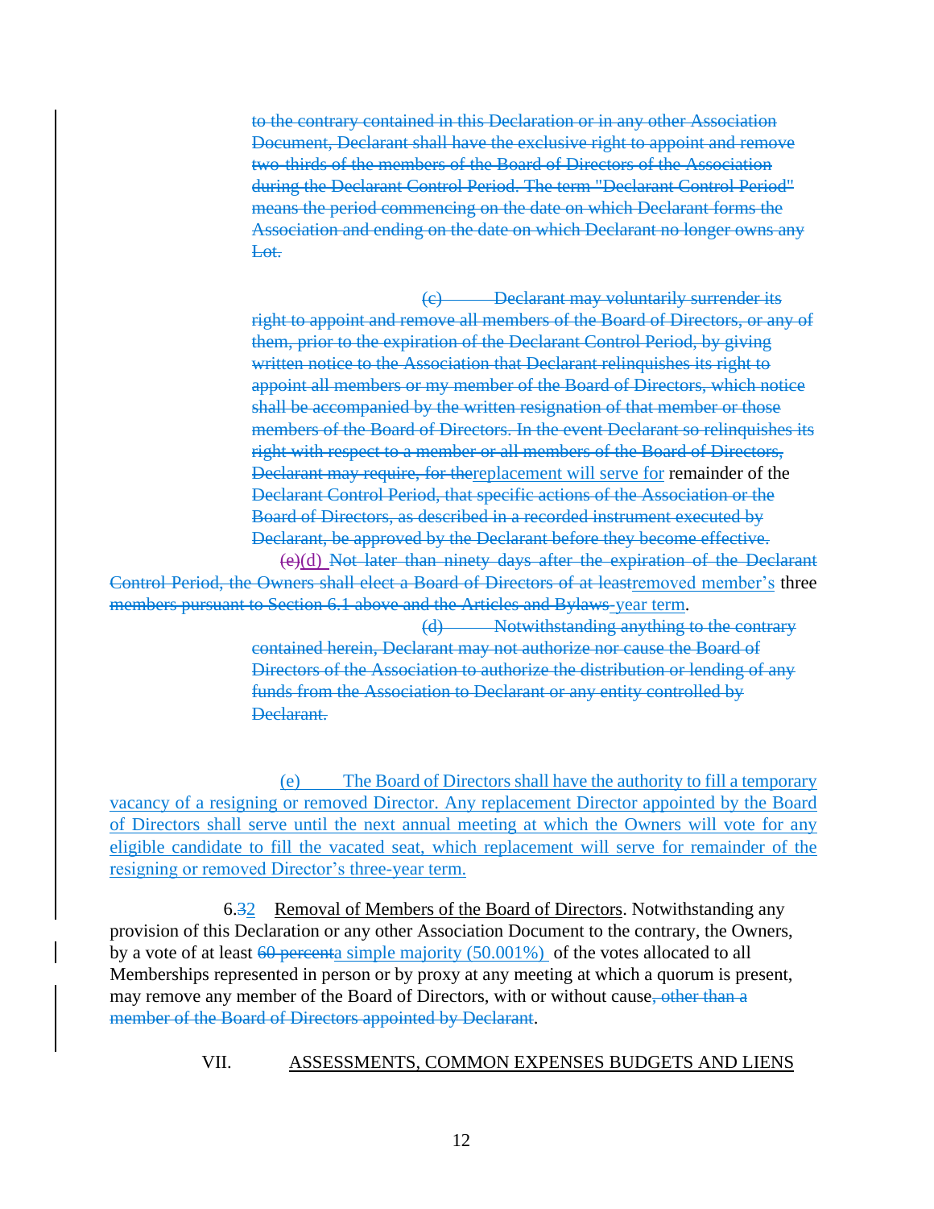~~to the contrary contained in this Declaration or in any other Association Document, Declarant shall have the exclusive right to appoint and remove two-thirds of the members of the Board of Directors of the Association during the Declarant Control Period. The term "Declarant Control Period" means the period commencing on the date on which Declarant forms the Association and ending on the date on which Declarant no longer owns any Lot.~~

~~(c) Declarant may voluntarily surrender its right to appoint and remove all members of the Board of Directors, or any of them, prior to the expiration of the Declarant Control Period, by giving written notice to the Association that Declarant relinquishes its right to appoint all members or my member of the Board of Directors, which notice shall be accompanied by the written resignation of that member or those members of the Board of Directors. In the event Declarant so relinquishes its right with respect to a member or all members of the Board of Directors, Declarant may require, for the~~replacement will serve for remainder of the ~~Declarant Control Period, that specific actions of the Association or the Board of Directors, as described in a recorded instrument executed by Declarant, be approved by the Declarant before they become effective.~~

~~(e)~~(d) ~~Not later than ninety days after the expiration of the Declarant Control Period, the Owners shall elect a Board of Directors of at least~~removed member's three ~~members pursuant to Section 6.1 above and the Articles and Bylaws~~-year term.

~~(d) Notwithstanding anything to the contrary contained herein, Declarant may not authorize nor cause the Board of Directors of the Association to authorize the distribution or lending of any funds from the Association to Declarant or any entity controlled by Declarant.~~

(e) The Board of Directors shall have the authority to fill a temporary vacancy of a resigning or removed Director. Any replacement Director appointed by the Board of Directors shall serve until the next annual meeting at which the Owners will vote for any eligible candidate to fill the vacated seat, which replacement will serve for remainder of the resigning or removed Director's three-year term.

6.~~3~~2 Removal of Members of the Board of Directors. Notwithstanding any provision of this Declaration or any other Association Document to the contrary, the Owners, by a vote of at least ~~60 percent~~a simple majority (50.001%) of the votes allocated to all Memberships represented in person or by proxy at any meeting at which a quorum is present, may remove any member of the Board of Directors, with or without cause~~, other than a member of the Board of Directors appointed by Declarant~~.

## VII. ASSESSMENTS, COMMON EXPENSES BUDGETS AND LIENS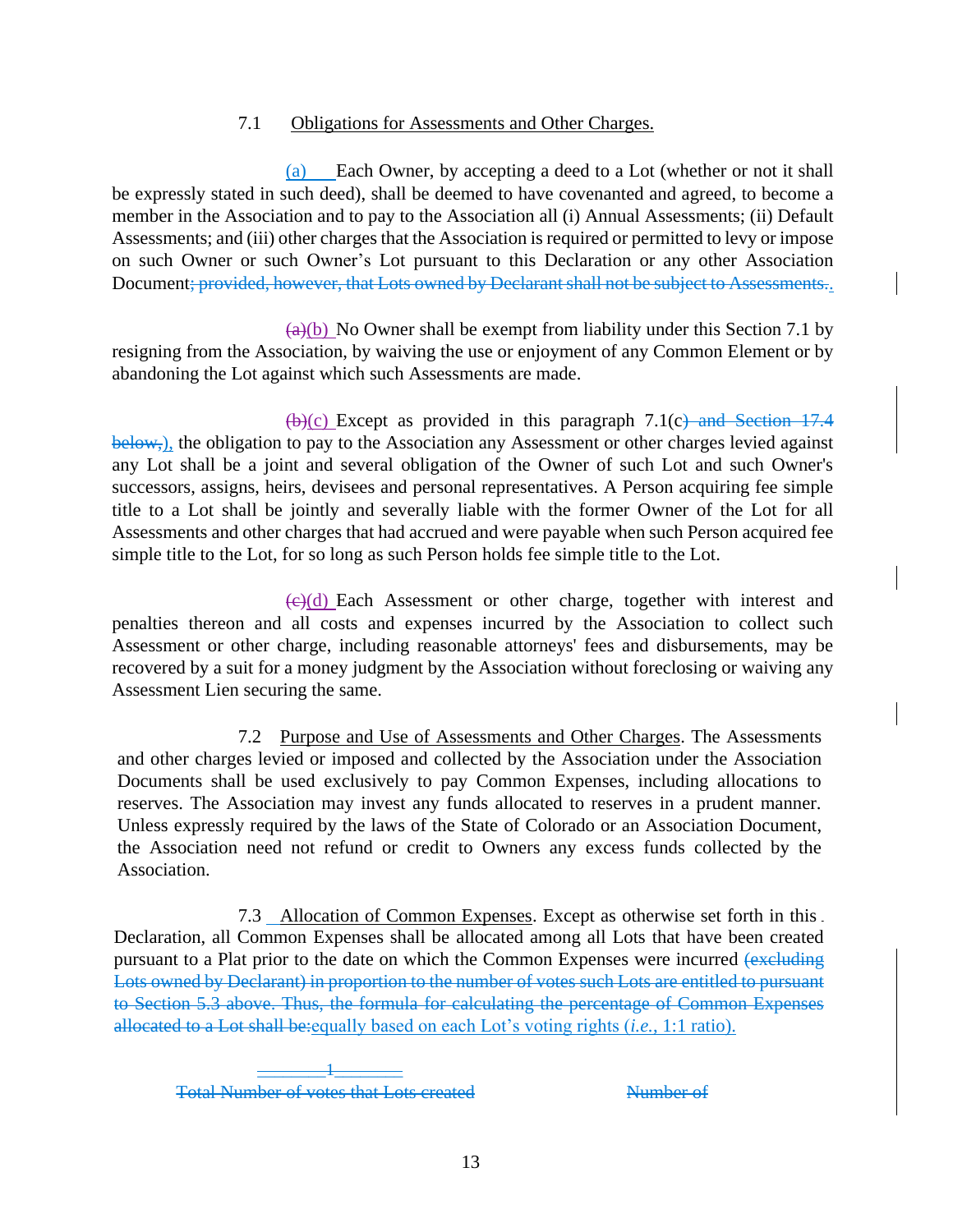7.1 Obligations for Assessments and Other Charges.

(a) Each Owner, by accepting a deed to a Lot (whether or not it shall be expressly stated in such deed), shall be deemed to have covenanted and agreed, to become a member in the Association and to pay to the Association all (i) Annual Assessments; (ii) Default Assessments; and (iii) other charges that the Association is required or permitted to levy or impose on such Owner or such Owner's Lot pursuant to this Declaration or any other Association Document~~; provided, however, that Lots owned by Declarant shall not be subject to Assessments.~~.

~~(a)~~(b) No Owner shall be exempt from liability under this Section 7.1 by resigning from the Association, by waiving the use or enjoyment of any Common Element or by abandoning the Lot against which such Assessments are made.

~~(b)~~(c) Except as provided in this paragraph 7.1(c~~) and Section 17.4 below,~~), the obligation to pay to the Association any Assessment or other charges levied against any Lot shall be a joint and several obligation of the Owner of such Lot and such Owner's successors, assigns, heirs, devisees and personal representatives. A Person acquiring fee simple title to a Lot shall be jointly and severally liable with the former Owner of the Lot for all Assessments and other charges that had accrued and were payable when such Person acquired fee simple title to the Lot, for so long as such Person holds fee simple title to the Lot.

~~(c)~~(d) Each Assessment or other charge, together with interest and penalties thereon and all costs and expenses incurred by the Association to collect such Assessment or other charge, including reasonable attorneys' fees and disbursements, may be recovered by a suit for a money judgment by the Association without foreclosing or waiving any Assessment Lien securing the same.

7.2 Purpose and Use of Assessments and Other Charges. The Assessments and other charges levied or imposed and collected by the Association under the Association Documents shall be used exclusively to pay Common Expenses, including allocations to reserves. The Association may invest any funds allocated to reserves in a prudent manner. Unless expressly required by the laws of the State of Colorado or an Association Document, the Association need not refund or credit to Owners any excess funds collected by the Association.

7.3 Allocation of Common Expenses. Except as otherwise set forth in this Declaration, all Common Expenses shall be allocated among all Lots that have been created pursuant to a Plat prior to the date on which the Common Expenses were incurred ~~(excluding Lots owned by Declarant) in proportion to the number of votes such Lots are entitled to pursuant to Section 5.3 above. Thus, the formula for calculating the percentage of Common Expenses allocated to a Lot shall be:~~equally based on each Lot's voting rights (*i.e.*, 1:1 ratio).

~~1~~
~~Total Number of votes that Lots created~~ ~~Number of~~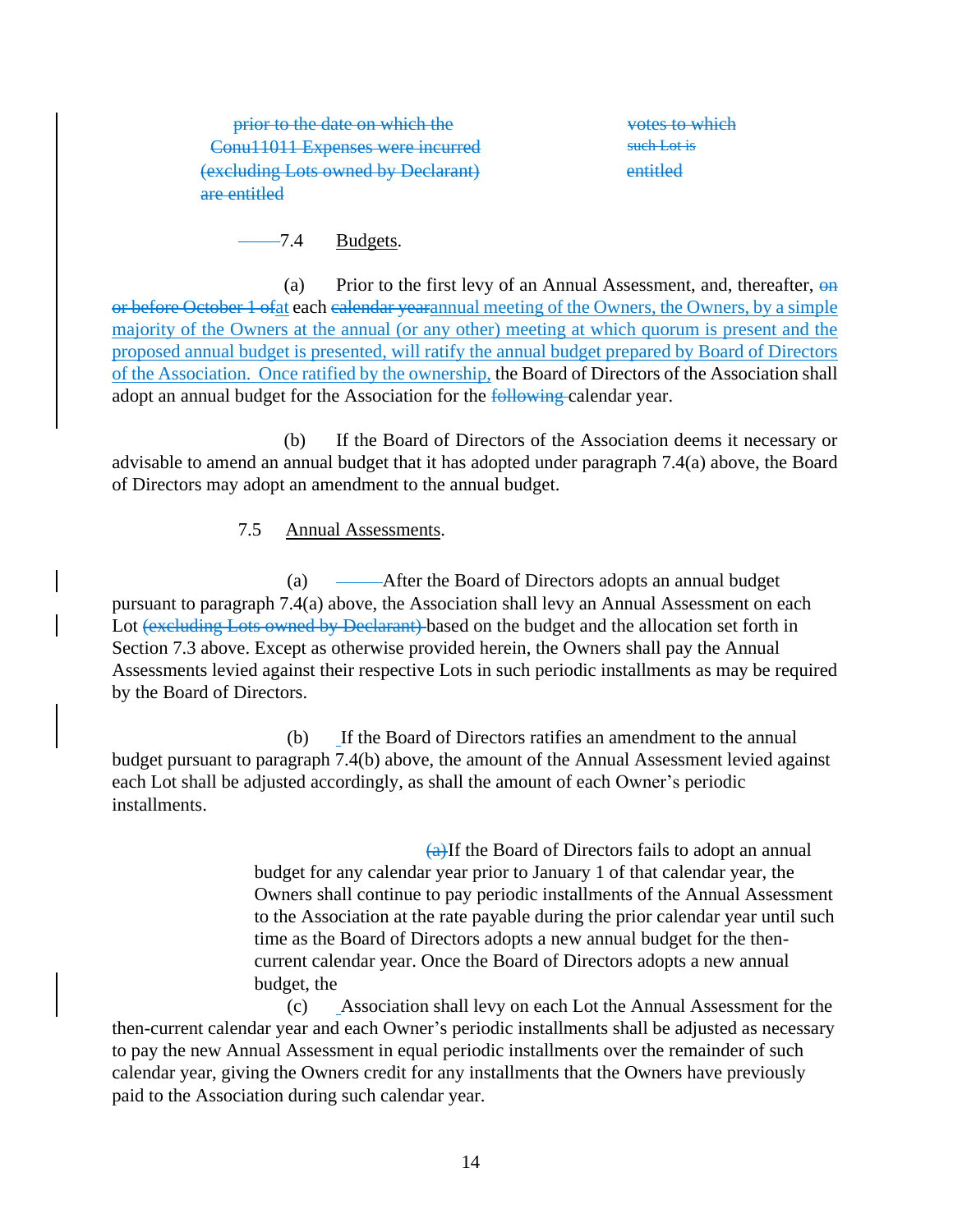prior to the date on which the Conu11011 Expenses were incurred (excluding Lots owned by Declarant) are entitled | votes to which such Lot is entitled

7.4 Budgets.

(a) Prior to the first levy of an Annual Assessment, and, thereafter, on or before October 1 ofat each calendar yearannual meeting of the Owners, the Owners, by a simple majority of the Owners at the annual (or any other) meeting at which quorum is present and the proposed annual budget is presented, will ratify the annual budget prepared by Board of Directors of the Association. Once ratified by the ownership, the Board of Directors of the Association shall adopt an annual budget for the Association for the following calendar year.

(b) If the Board of Directors of the Association deems it necessary or advisable to amend an annual budget that it has adopted under paragraph 7.4(a) above, the Board of Directors may adopt an amendment to the annual budget.

7.5 Annual Assessments.

(a) After the Board of Directors adopts an annual budget pursuant to paragraph 7.4(a) above, the Association shall levy an Annual Assessment on each Lot (excluding Lots owned by Declarant) based on the budget and the allocation set forth in Section 7.3 above. Except as otherwise provided herein, the Owners shall pay the Annual Assessments levied against their respective Lots in such periodic installments as may be required by the Board of Directors.

(b) If the Board of Directors ratifies an amendment to the annual budget pursuant to paragraph 7.4(b) above, the amount of the Annual Assessment levied against each Lot shall be adjusted accordingly, as shall the amount of each Owner's periodic installments.

(a)If the Board of Directors fails to adopt an annual budget for any calendar year prior to January 1 of that calendar year, the Owners shall continue to pay periodic installments of the Annual Assessment to the Association at the rate payable during the prior calendar year until such time as the Board of Directors adopts a new annual budget for the then-current calendar year. Once the Board of Directors adopts a new annual budget, the

(c) Association shall levy on each Lot the Annual Assessment for the then-current calendar year and each Owner's periodic installments shall be adjusted as necessary to pay the new Annual Assessment in equal periodic installments over the remainder of such calendar year, giving the Owners credit for any installments that the Owners have previously paid to the Association during such calendar year.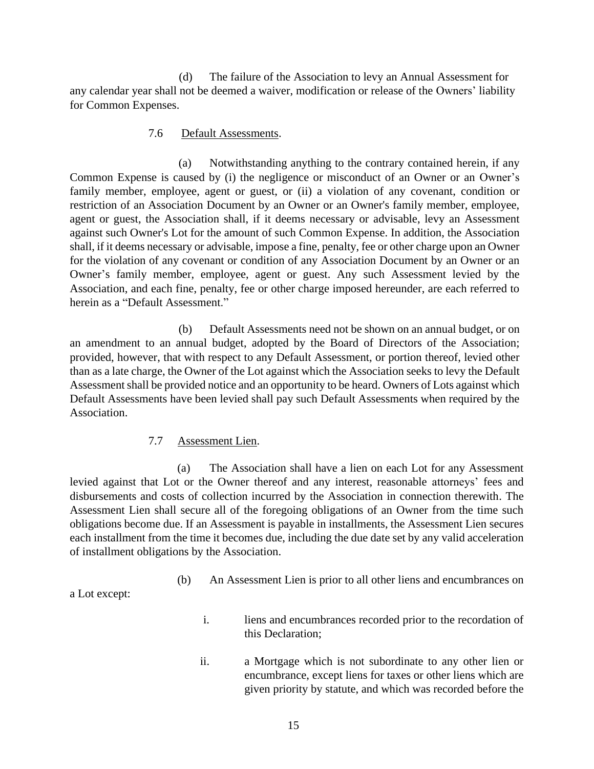(d) The failure of the Association to levy an Annual Assessment for any calendar year shall not be deemed a waiver, modification or release of the Owners' liability for Common Expenses.

7.6 <u>Default Assessments</u>.

(a) Notwithstanding anything to the contrary contained herein, if any Common Expense is caused by (i) the negligence or misconduct of an Owner or an Owner's family member, employee, agent or guest, or (ii) a violation of any covenant, condition or restriction of an Association Document by an Owner or an Owner's family member, employee, agent or guest, the Association shall, if it deems necessary or advisable, levy an Assessment against such Owner's Lot for the amount of such Common Expense. In addition, the Association shall, if it deems necessary or advisable, impose a fine, penalty, fee or other charge upon an Owner for the violation of any covenant or condition of any Association Document by an Owner or an Owner's family member, employee, agent or guest. Any such Assessment levied by the Association, and each fine, penalty, fee or other charge imposed hereunder, are each referred to herein as a "Default Assessment."

(b) Default Assessments need not be shown on an annual budget, or on an amendment to an annual budget, adopted by the Board of Directors of the Association; provided, however, that with respect to any Default Assessment, or portion thereof, levied other than as a late charge, the Owner of the Lot against which the Association seeks to levy the Default Assessment shall be provided notice and an opportunity to be heard. Owners of Lots against which Default Assessments have been levied shall pay such Default Assessments when required by the Association.

7.7 <u>Assessment Lien</u>.

(a) The Association shall have a lien on each Lot for any Assessment levied against that Lot or the Owner thereof and any interest, reasonable attorneys' fees and disbursements and costs of collection incurred by the Association in connection therewith. The Assessment Lien shall secure all of the foregoing obligations of an Owner from the time such obligations become due. If an Assessment is payable in installments, the Assessment Lien secures each installment from the time it becomes due, including the due date set by any valid acceleration of installment obligations by the Association.

(b) An Assessment Lien is prior to all other liens and encumbrances on a Lot except:

i. liens and encumbrances recorded prior to the recordation of this Declaration;

ii. a Mortgage which is not subordinate to any other lien or encumbrance, except liens for taxes or other liens which are given priority by statute, and which was recorded before the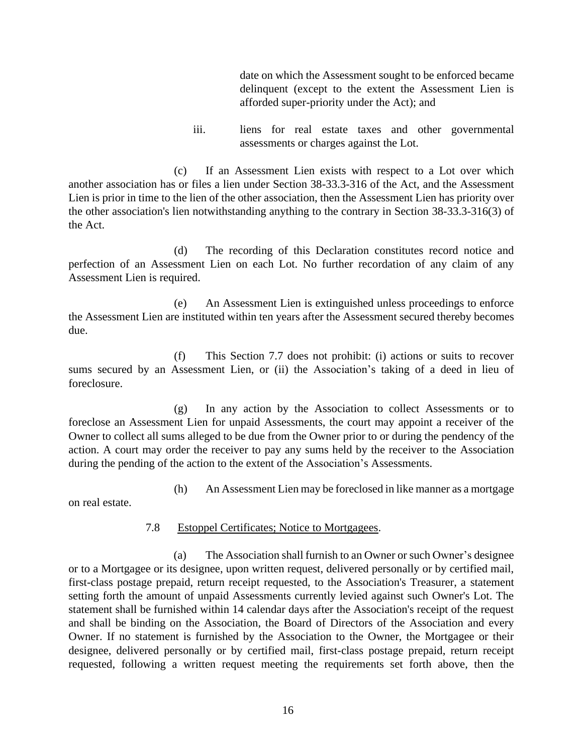date on which the Assessment sought to be enforced became delinquent (except to the extent the Assessment Lien is afforded super-priority under the Act); and

iii. liens for real estate taxes and other governmental assessments or charges against the Lot.

(c) If an Assessment Lien exists with respect to a Lot over which another association has or files a lien under Section 38-33.3-316 of the Act, and the Assessment Lien is prior in time to the lien of the other association, then the Assessment Lien has priority over the other association's lien notwithstanding anything to the contrary in Section 38-33.3-316(3) of the Act.

(d) The recording of this Declaration constitutes record notice and perfection of an Assessment Lien on each Lot. No further recordation of any claim of any Assessment Lien is required.

(e) An Assessment Lien is extinguished unless proceedings to enforce the Assessment Lien are instituted within ten years after the Assessment secured thereby becomes due.

(f) This Section 7.7 does not prohibit: (i) actions or suits to recover sums secured by an Assessment Lien, or (ii) the Association's taking of a deed in lieu of foreclosure.

(g) In any action by the Association to collect Assessments or to foreclose an Assessment Lien for unpaid Assessments, the court may appoint a receiver of the Owner to collect all sums alleged to be due from the Owner prior to or during the pendency of the action. A court may order the receiver to pay any sums held by the receiver to the Association during the pending of the action to the extent of the Association's Assessments.

(h) An Assessment Lien may be foreclosed in like manner as a mortgage on real estate.

7.8 <u>Estoppel Certificates; Notice to Mortgagees</u>.

(a) The Association shall furnish to an Owner or such Owner's designee or to a Mortgagee or its designee, upon written request, delivered personally or by certified mail, first-class postage prepaid, return receipt requested, to the Association's Treasurer, a statement setting forth the amount of unpaid Assessments currently levied against such Owner's Lot. The statement shall be furnished within 14 calendar days after the Association's receipt of the request and shall be binding on the Association, the Board of Directors of the Association and every Owner. If no statement is furnished by the Association to the Owner, the Mortgagee or their designee, delivered personally or by certified mail, first-class postage prepaid, return receipt requested, following a written request meeting the requirements set forth above, then the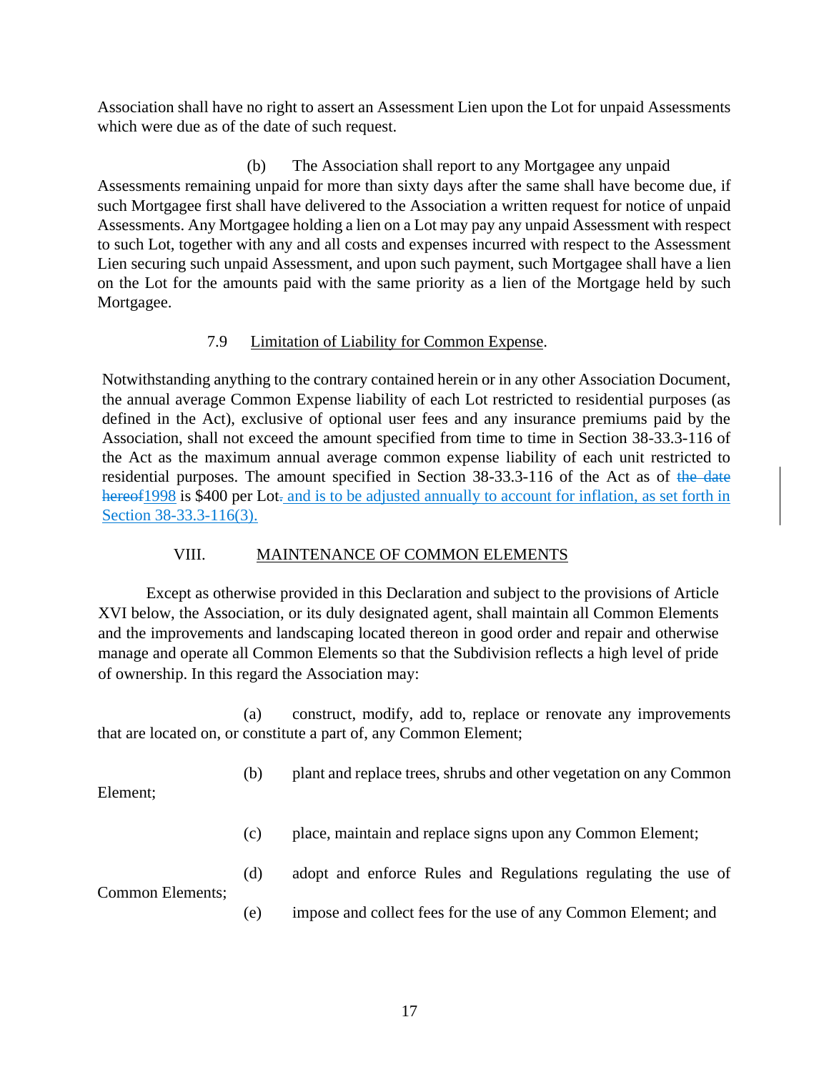Association shall have no right to assert an Assessment Lien upon the Lot for unpaid Assessments which were due as of the date of such request.

(b) The Association shall report to any Mortgagee any unpaid Assessments remaining unpaid for more than sixty days after the same shall have become due, if such Mortgagee first shall have delivered to the Association a written request for notice of unpaid Assessments. Any Mortgagee holding a lien on a Lot may pay any unpaid Assessment with respect to such Lot, together with any and all costs and expenses incurred with respect to the Assessment Lien securing such unpaid Assessment, and upon such payment, such Mortgagee shall have a lien on the Lot for the amounts paid with the same priority as a lien of the Mortgage held by such Mortgagee.

7.9 Limitation of Liability for Common Expense.

Notwithstanding anything to the contrary contained herein or in any other Association Document, the annual average Common Expense liability of each Lot restricted to residential purposes (as defined in the Act), exclusive of optional user fees and any insurance premiums paid by the Association, shall not exceed the amount specified from time to time in Section 38-33.3-116 of the Act as the maximum annual average common expense liability of each unit restricted to residential purposes. The amount specified in Section 38-33.3-116 of the Act as of ~~the date hereof~~1998 is $400 per Lot~~.~~ and is to be adjusted annually to account for inflation, as set forth in Section 38-33.3-116(3).

## VIII. MAINTENANCE OF COMMON ELEMENTS

Except as otherwise provided in this Declaration and subject to the provisions of Article XVI below, the Association, or its duly designated agent, shall maintain all Common Elements and the improvements and landscaping located thereon in good order and repair and otherwise manage and operate all Common Elements so that the Subdivision reflects a high level of pride of ownership. In this regard the Association may:

(a) construct, modify, add to, replace or renovate any improvements that are located on, or constitute a part of, any Common Element;

(b) plant and replace trees, shrubs and other vegetation on any Common Element;

(c) place, maintain and replace signs upon any Common Element;

(d) adopt and enforce Rules and Regulations regulating the use of Common Elements;

(e) impose and collect fees for the use of any Common Element; and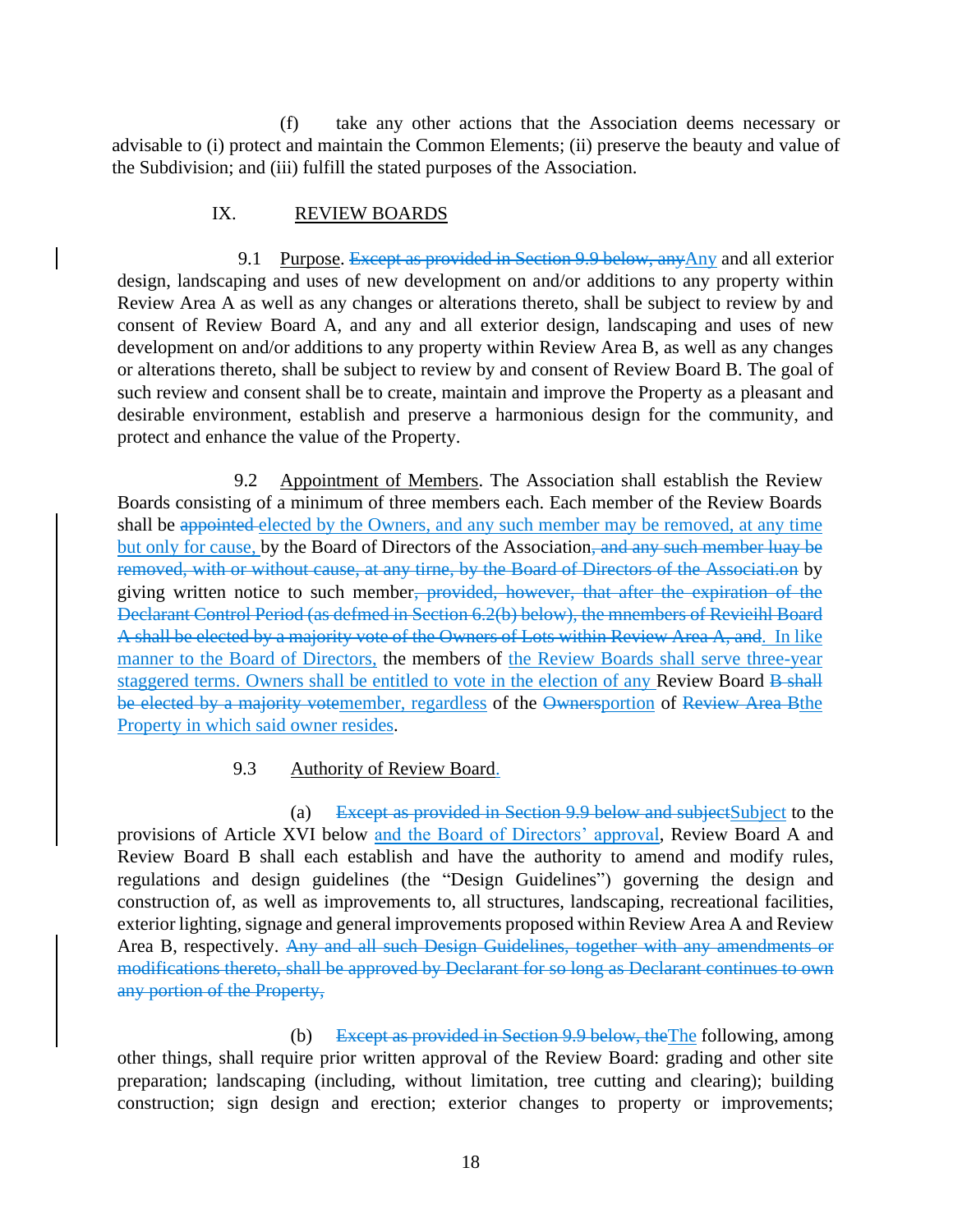(f) take any other actions that the Association deems necessary or advisable to (i) protect and maintain the Common Elements; (ii) preserve the beauty and value of the Subdivision; and (iii) fulfill the stated purposes of the Association.

## IX. REVIEW BOARDS

9.1 Purpose. ~~Except as provided in Section 9.9 below, any~~Any and all exterior design, landscaping and uses of new development on and/or additions to any property within Review Area A as well as any changes or alterations thereto, shall be subject to review by and consent of Review Board A, and any and all exterior design, landscaping and uses of new development on and/or additions to any property within Review Area B, as well as any changes or alterations thereto, shall be subject to review by and consent of Review Board B. The goal of such review and consent shall be to create, maintain and improve the Property as a pleasant and desirable environment, establish and preserve a harmonious design for the community, and protect and enhance the value of the Property.

9.2 Appointment of Members. The Association shall establish the Review Boards consisting of a minimum of three members each. Each member of the Review Boards shall be ~~appointed~~ elected by the Owners, and any such member may be removed, at any time but only for cause, by the Board of Directors of the Association~~, and any such member luay be removed, with or without cause, at any tirne, by the Board of Directors of the Associati.on~~ by giving written notice to such member~~, provided, however, that after the expiration of the Declarant Control Period (as defmed in Section 6.2(b) below), the mnembers of Revieihl Board A shall be elected by a majority vote of the Owners of Lots within Review Area A, and~~. In like manner to the Board of Directors, the members of the Review Boards shall serve three-year staggered terms. Owners shall be entitled to vote in the election of any Review Board ~~B shall be elected by a majority vote~~member, regardless of the ~~Owners~~portion of ~~Review Area B~~the Property in which said owner resides.

9.3 Authority of Review Board.

(a) ~~Except as provided in Section 9.9 below and subject~~Subject to the provisions of Article XVI below and the Board of Directors' approval, Review Board A and Review Board B shall each establish and have the authority to amend and modify rules, regulations and design guidelines (the "Design Guidelines") governing the design and construction of, as well as improvements to, all structures, landscaping, recreational facilities, exterior lighting, signage and general improvements proposed within Review Area A and Review Area B, respectively. ~~Any and all such Design Guidelines, together with any amendments or modifications thereto, shall be approved by Declarant for so long as Declarant continues to own any portion of the Property,~~

(b) ~~Except as provided in Section 9.9 below, the~~The following, among other things, shall require prior written approval of the Review Board: grading and other site preparation; landscaping (including, without limitation, tree cutting and clearing); building construction; sign design and erection; exterior changes to property or improvements;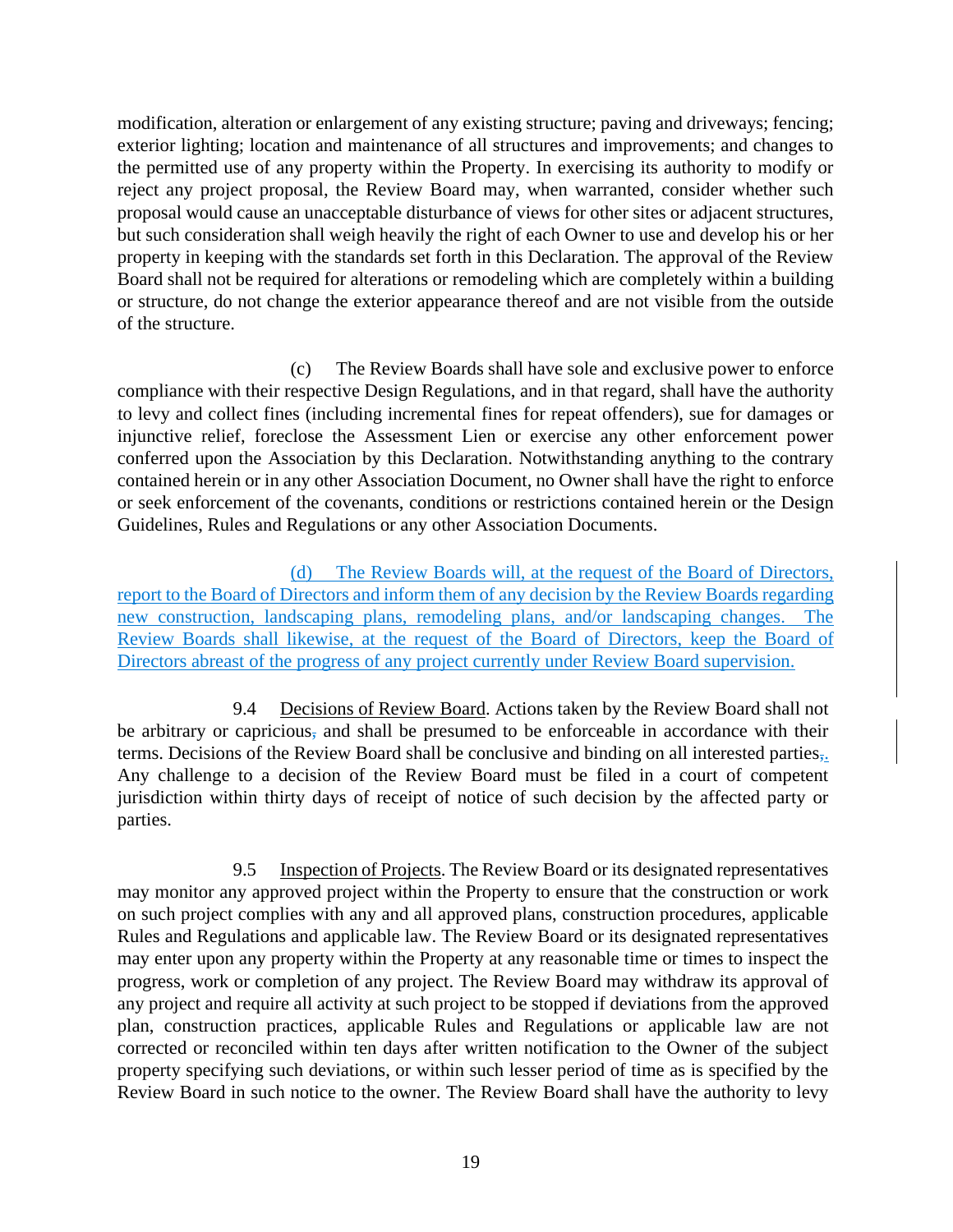modification, alteration or enlargement of any existing structure; paving and driveways; fencing; exterior lighting; location and maintenance of all structures and improvements; and changes to the permitted use of any property within the Property. In exercising its authority to modify or reject any project proposal, the Review Board may, when warranted, consider whether such proposal would cause an unacceptable disturbance of views for other sites or adjacent structures, but such consideration shall weigh heavily the right of each Owner to use and develop his or her property in keeping with the standards set forth in this Declaration. The approval of the Review Board shall not be required for alterations or remodeling which are completely within a building or structure, do not change the exterior appearance thereof and are not visible from the outside of the structure.

(c) The Review Boards shall have sole and exclusive power to enforce compliance with their respective Design Regulations, and in that regard, shall have the authority to levy and collect fines (including incremental fines for repeat offenders), sue for damages or injunctive relief, foreclose the Assessment Lien or exercise any other enforcement power conferred upon the Association by this Declaration. Notwithstanding anything to the contrary contained herein or in any other Association Document, no Owner shall have the right to enforce or seek enforcement of the covenants, conditions or restrictions contained herein or the Design Guidelines, Rules and Regulations or any other Association Documents.

(d) The Review Boards will, at the request of the Board of Directors, report to the Board of Directors and inform them of any decision by the Review Boards regarding new construction, landscaping plans, remodeling plans, and/or landscaping changes. The Review Boards shall likewise, at the request of the Board of Directors, keep the Board of Directors abreast of the progress of any project currently under Review Board supervision.

9.4 Decisions of Review Board. Actions taken by the Review Board shall not be arbitrary or capricious, and shall be presumed to be enforceable in accordance with their terms. Decisions of the Review Board shall be conclusive and binding on all interested parties. Any challenge to a decision of the Review Board must be filed in a court of competent jurisdiction within thirty days of receipt of notice of such decision by the affected party or parties.

9.5 Inspection of Projects. The Review Board or its designated representatives may monitor any approved project within the Property to ensure that the construction or work on such project complies with any and all approved plans, construction procedures, applicable Rules and Regulations and applicable law. The Review Board or its designated representatives may enter upon any property within the Property at any reasonable time or times to inspect the progress, work or completion of any project. The Review Board may withdraw its approval of any project and require all activity at such project to be stopped if deviations from the approved plan, construction practices, applicable Rules and Regulations or applicable law are not corrected or reconciled within ten days after written notification to the Owner of the subject property specifying such deviations, or within such lesser period of time as is specified by the Review Board in such notice to the owner. The Review Board shall have the authority to levy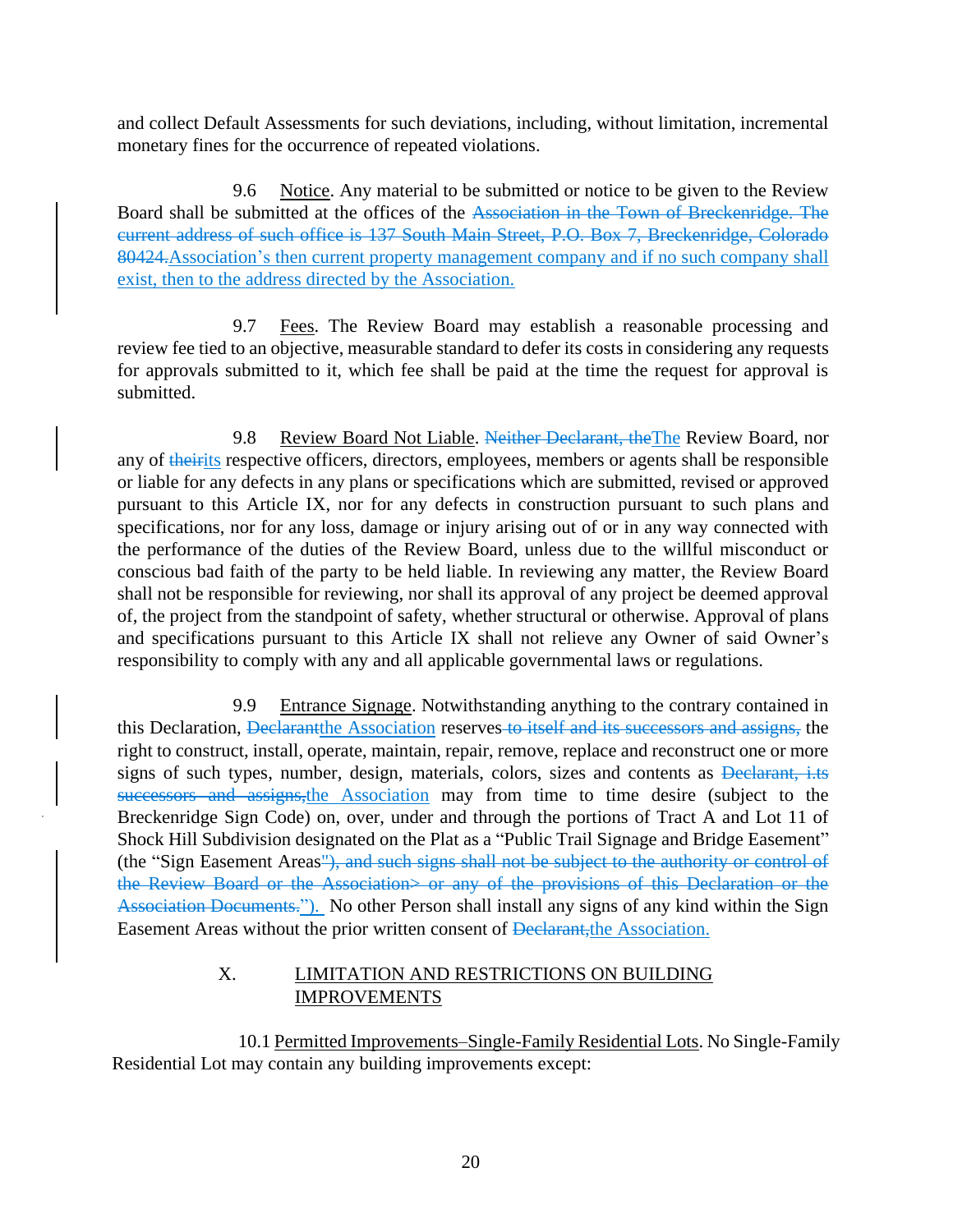and collect Default Assessments for such deviations, including, without limitation, incremental monetary fines for the occurrence of repeated violations.

9.6 Notice. Any material to be submitted or notice to be given to the Review Board shall be submitted at the offices of the ~~Association in the Town of Breckenridge. The current address of such office is 137 South Main Street, P.O. Box 7, Breckenridge, Colorado 80424.~~Association's then current property management company and if no such company shall exist, then to the address directed by the Association.

9.7 Fees. The Review Board may establish a reasonable processing and review fee tied to an objective, measurable standard to defer its costs in considering any requests for approvals submitted to it, which fee shall be paid at the time the request for approval is submitted.

9.8 Review Board Not Liable. ~~Neither Declarant, the~~The Review Board, nor any of ~~their~~its respective officers, directors, employees, members or agents shall be responsible or liable for any defects in any plans or specifications which are submitted, revised or approved pursuant to this Article IX, nor for any defects in construction pursuant to such plans and specifications, nor for any loss, damage or injury arising out of or in any way connected with the performance of the duties of the Review Board, unless due to the willful misconduct or conscious bad faith of the party to be held liable. In reviewing any matter, the Review Board shall not be responsible for reviewing, nor shall its approval of any project be deemed approval of, the project from the standpoint of safety, whether structural or otherwise. Approval of plans and specifications pursuant to this Article IX shall not relieve any Owner of said Owner's responsibility to comply with any and all applicable governmental laws or regulations.

9.9 Entrance Signage. Notwithstanding anything to the contrary contained in this Declaration, ~~Declarant~~the Association reserves~~ to itself and its successors and assigns,~~ the right to construct, install, operate, maintain, repair, remove, replace and reconstruct one or more signs of such types, number, design, materials, colors, sizes and contents as ~~Declarant, i.ts successors and assigns,~~the Association may from time to time desire (subject to the Breckenridge Sign Code) on, over, under and through the portions of Tract A and Lot 11 of Shock Hill Subdivision designated on the Plat as a "Public Trail Signage and Bridge Easement" (the "Sign Easement Areas~~"), and such signs shall not be subject to the authority or control of the Review Board or the Association> or any of the provisions of this Declaration or the Association Documents.~~"). No other Person shall install any signs of any kind within the Sign Easement Areas without the prior written consent of ~~Declarant,~~the Association.

## X. LIMITATION AND RESTRICTIONS ON BUILDING IMPROVEMENTS

10.1 Permitted Improvements–Single-Family Residential Lots. No Single-Family Residential Lot may contain any building improvements except: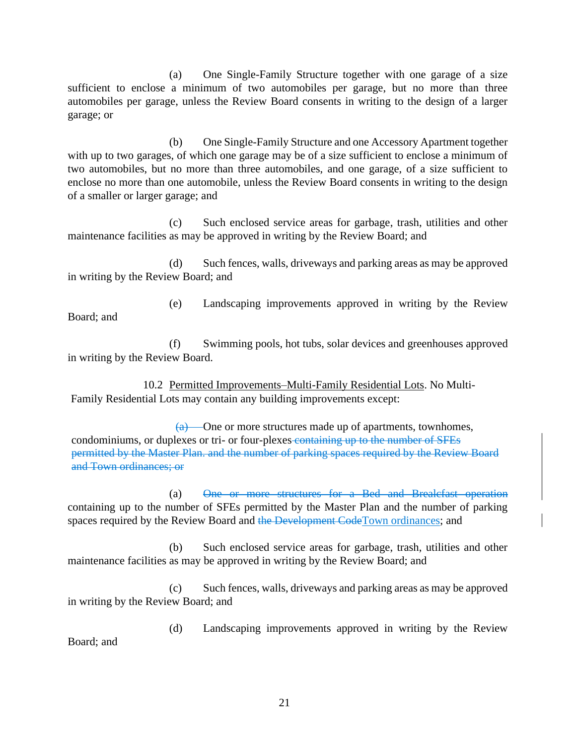(a) One Single-Family Structure together with one garage of a size sufficient to enclose a minimum of two automobiles per garage, but no more than three automobiles per garage, unless the Review Board consents in writing to the design of a larger garage; or

(b) One Single-Family Structure and one Accessory Apartment together with up to two garages, of which one garage may be of a size sufficient to enclose a minimum of two automobiles, but no more than three automobiles, and one garage, of a size sufficient to enclose no more than one automobile, unless the Review Board consents in writing to the design of a smaller or larger garage; and

(c) Such enclosed service areas for garbage, trash, utilities and other maintenance facilities as may be approved in writing by the Review Board; and

(d) Such fences, walls, driveways and parking areas as may be approved in writing by the Review Board; and

(e) Landscaping improvements approved in writing by the Review Board; and

(f) Swimming pools, hot tubs, solar devices and greenhouses approved in writing by the Review Board.

10.2 <u>Permitted Improvements–Multi-Family Residential Lots</u>. No Multi-Family Residential Lots may contain any building improvements except:

~~(a)~~ One or more structures made up of apartments, townhomes, condominiums, or duplexes or tri- or four-plexes ~~containing up to the number of SFEs permitted by the Master Plan. and the number of parking spaces required by the Review Board and Town ordinances; or~~

(a) ~~One or more structures for a Bed and Breakfast operation~~ containing up to the number of SFEs permitted by the Master Plan and the number of parking spaces required by the Review Board and ~~the Development Code~~<u>Town ordinances</u>; and

(b) Such enclosed service areas for garbage, trash, utilities and other maintenance facilities as may be approved in writing by the Review Board; and

(c) Such fences, walls, driveways and parking areas as may be approved in writing by the Review Board; and

(d) Landscaping improvements approved in writing by the Review Board; and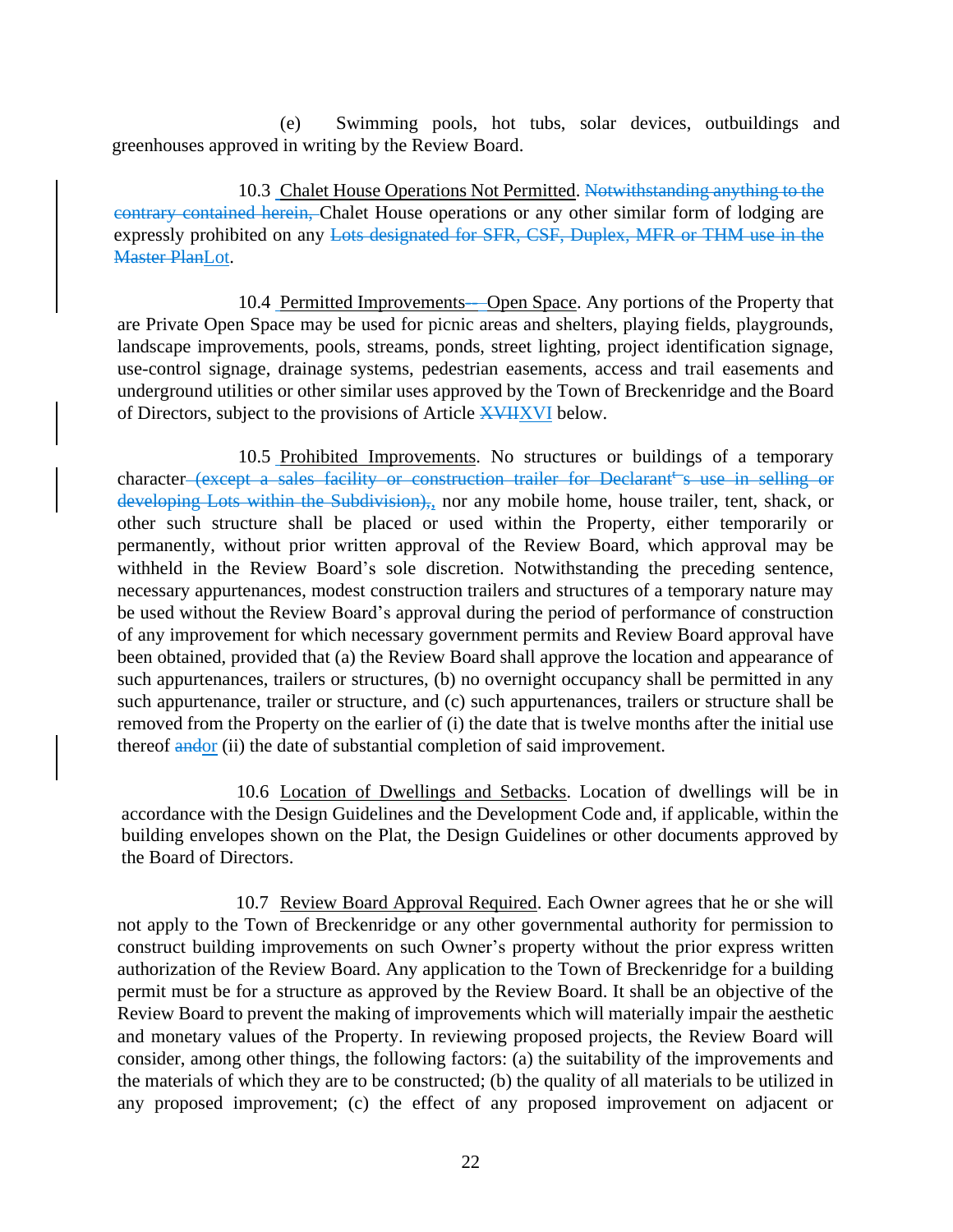(e) Swimming pools, hot tubs, solar devices, outbuildings and greenhouses approved in writing by the Review Board.

10.3 Chalet House Operations Not Permitted. ~~Notwithstanding anything to the contrary contained herein,~~ Chalet House operations or any other similar form of lodging are expressly prohibited on any ~~Lots designated for SFR, CSF, Duplex, MFR or THM use in the Master Plan~~Lot.

10.4 Permitted Improvements~~ -~~ Open Space. Any portions of the Property that are Private Open Space may be used for picnic areas and shelters, playing fields, playgrounds, landscape improvements, pools, streams, ponds, street lighting, project identification signage, use-control signage, drainage systems, pedestrian easements, access and trail easements and underground utilities or other similar uses approved by the Town of Breckenridge and the Board of Directors, subject to the provisions of Article ~~XVII~~XVI below.

10.5 Prohibited Improvements. No structures or buildings of a temporary character ~~(except a sales facility or construction trailer for Declarant's use in selling or developing Lots within the Subdivision),~~, nor any mobile home, house trailer, tent, shack, or other such structure shall be placed or used within the Property, either temporarily or permanently, without prior written approval of the Review Board, which approval may be withheld in the Review Board's sole discretion. Notwithstanding the preceding sentence, necessary appurtenances, modest construction trailers and structures of a temporary nature may be used without the Review Board's approval during the period of performance of construction of any improvement for which necessary government permits and Review Board approval have been obtained, provided that (a) the Review Board shall approve the location and appearance of such appurtenances, trailers or structures, (b) no overnight occupancy shall be permitted in any such appurtenance, trailer or structure, and (c) such appurtenances, trailers or structure shall be removed from the Property on the earlier of (i) the date that is twelve months after the initial use thereof ~~and~~or (ii) the date of substantial completion of said improvement.

10.6 Location of Dwellings and Setbacks. Location of dwellings will be in accordance with the Design Guidelines and the Development Code and, if applicable, within the building envelopes shown on the Plat, the Design Guidelines or other documents approved by the Board of Directors.

10.7 Review Board Approval Required. Each Owner agrees that he or she will not apply to the Town of Breckenridge or any other governmental authority for permission to construct building improvements on such Owner's property without the prior express written authorization of the Review Board. Any application to the Town of Breckenridge for a building permit must be for a structure as approved by the Review Board. It shall be an objective of the Review Board to prevent the making of improvements which will materially impair the aesthetic and monetary values of the Property. In reviewing proposed projects, the Review Board will consider, among other things, the following factors: (a) the suitability of the improvements and the materials of which they are to be constructed; (b) the quality of all materials to be utilized in any proposed improvement; (c) the effect of any proposed improvement on adjacent or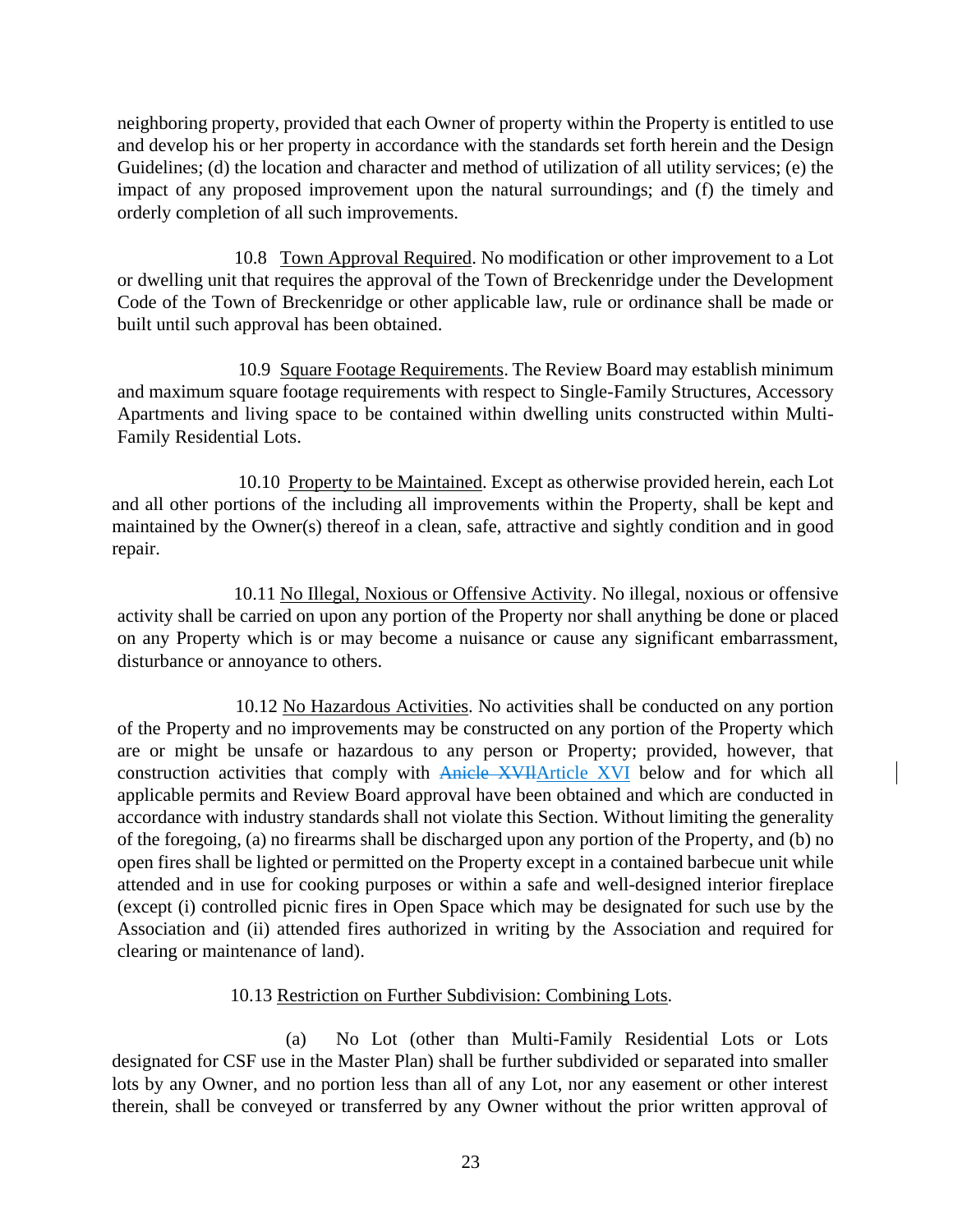neighboring property, provided that each Owner of property within the Property is entitled to use and develop his or her property in accordance with the standards set forth herein and the Design Guidelines; (d) the location and character and method of utilization of all utility services; (e) the impact of any proposed improvement upon the natural surroundings; and (f) the timely and orderly completion of all such improvements.

10.8 <u>Town Approval Required</u>. No modification or other improvement to a Lot or dwelling unit that requires the approval of the Town of Breckenridge under the Development Code of the Town of Breckenridge or other applicable law, rule or ordinance shall be made or built until such approval has been obtained.

10.9 <u>Square Footage Requirements</u>. The Review Board may establish minimum and maximum square footage requirements with respect to Single-Family Structures, Accessory Apartments and living space to be contained within dwelling units constructed within Multi-Family Residential Lots.

10.10 <u>Property to be Maintained</u>. Except as otherwise provided herein, each Lot and all other portions of the including all improvements within the Property, shall be kept and maintained by the Owner(s) thereof in a clean, safe, attractive and sightly condition and in good repair.

10.11 <u>No Illegal, Noxious or Offensive Activity</u>. No illegal, noxious or offensive activity shall be carried on upon any portion of the Property nor shall anything be done or placed on any Property which is or may become a nuisance or cause any significant embarrassment, disturbance or annoyance to others.

10.12 <u>No Hazardous Activities</u>. No activities shall be conducted on any portion of the Property and no improvements may be constructed on any portion of the Property which are or might be unsafe or hazardous to any person or Property; provided, however, that construction activities that comply with ~~Anicle XVII~~<u>Article XVI</u> below and for which all applicable permits and Review Board approval have been obtained and which are conducted in accordance with industry standards shall not violate this Section. Without limiting the generality of the foregoing, (a) no firearms shall be discharged upon any portion of the Property, and (b) no open fires shall be lighted or permitted on the Property except in a contained barbecue unit while attended and in use for cooking purposes or within a safe and well-designed interior fireplace (except (i) controlled picnic fires in Open Space which may be designated for such use by the Association and (ii) attended fires authorized in writing by the Association and required for clearing or maintenance of land).

10.13 <u>Restriction on Further Subdivision: Combining Lots</u>.

(a) No Lot (other than Multi-Family Residential Lots or Lots designated for CSF use in the Master Plan) shall be further subdivided or separated into smaller lots by any Owner, and no portion less than all of any Lot, nor any easement or other interest therein, shall be conveyed or transferred by any Owner without the prior written approval of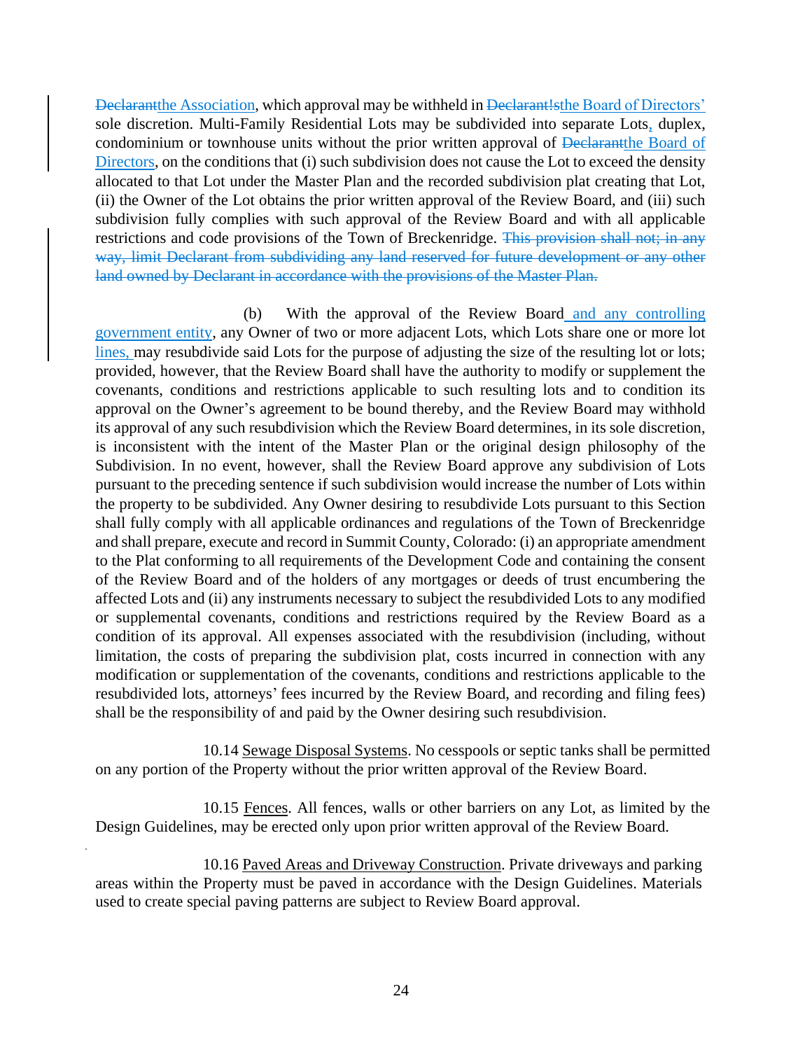~~Declarant~~the Association, which approval may be withheld in ~~Declarant!s~~the Board of Directors' sole discretion. Multi-Family Residential Lots may be subdivided into separate Lots, duplex, condominium or townhouse units without the prior written approval of ~~Declarant~~the Board of Directors, on the conditions that (i) such subdivision does not cause the Lot to exceed the density allocated to that Lot under the Master Plan and the recorded subdivision plat creating that Lot, (ii) the Owner of the Lot obtains the prior written approval of the Review Board, and (iii) such subdivision fully complies with such approval of the Review Board and with all applicable restrictions and code provisions of the Town of Breckenridge. ~~This provision shall not; in any way, limit Declarant from subdividing any land reserved for future development or any other land owned by Declarant in accordance with the provisions of the Master Plan.~~

(b) With the approval of the Review Board and any controlling government entity, any Owner of two or more adjacent Lots, which Lots share one or more lot lines, may resubdivide said Lots for the purpose of adjusting the size of the resulting lot or lots; provided, however, that the Review Board shall have the authority to modify or supplement the covenants, conditions and restrictions applicable to such resulting lots and to condition its approval on the Owner's agreement to be bound thereby, and the Review Board may withhold its approval of any such resubdivision which the Review Board determines, in its sole discretion, is inconsistent with the intent of the Master Plan or the original design philosophy of the Subdivision. In no event, however, shall the Review Board approve any subdivision of Lots pursuant to the preceding sentence if such subdivision would increase the number of Lots within the property to be subdivided. Any Owner desiring to resubdivide Lots pursuant to this Section shall fully comply with all applicable ordinances and regulations of the Town of Breckenridge and shall prepare, execute and record in Summit County, Colorado: (i) an appropriate amendment to the Plat conforming to all requirements of the Development Code and containing the consent of the Review Board and of the holders of any mortgages or deeds of trust encumbering the affected Lots and (ii) any instruments necessary to subject the resubdivided Lots to any modified or supplemental covenants, conditions and restrictions required by the Review Board as a condition of its approval. All expenses associated with the resubdivision (including, without limitation, the costs of preparing the subdivision plat, costs incurred in connection with any modification or supplementation of the covenants, conditions and restrictions applicable to the resubdivided lots, attorneys' fees incurred by the Review Board, and recording and filing fees) shall be the responsibility of and paid by the Owner desiring such resubdivision.

10.14 Sewage Disposal Systems. No cesspools or septic tanks shall be permitted on any portion of the Property without the prior written approval of the Review Board.

10.15 Fences. All fences, walls or other barriers on any Lot, as limited by the Design Guidelines, may be erected only upon prior written approval of the Review Board.

10.16 Paved Areas and Driveway Construction. Private driveways and parking areas within the Property must be paved in accordance with the Design Guidelines. Materials used to create special paving patterns are subject to Review Board approval.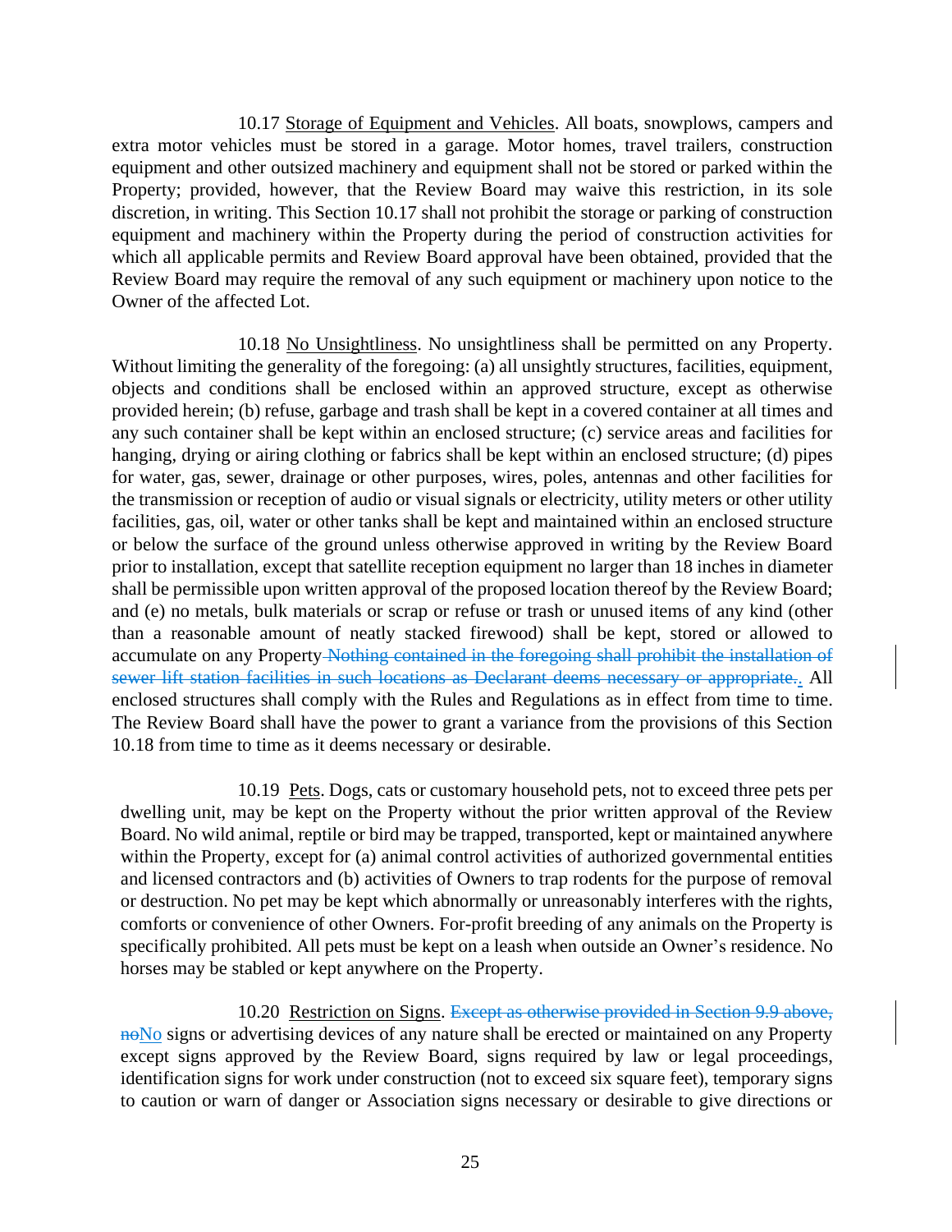10.17 Storage of Equipment and Vehicles. All boats, snowplows, campers and extra motor vehicles must be stored in a garage. Motor homes, travel trailers, construction equipment and other outsized machinery and equipment shall not be stored or parked within the Property; provided, however, that the Review Board may waive this restriction, in its sole discretion, in writing. This Section 10.17 shall not prohibit the storage or parking of construction equipment and machinery within the Property during the period of construction activities for which all applicable permits and Review Board approval have been obtained, provided that the Review Board may require the removal of any such equipment or machinery upon notice to the Owner of the affected Lot.

10.18 No Unsightliness. No unsightliness shall be permitted on any Property. Without limiting the generality of the foregoing: (a) all unsightly structures, facilities, equipment, objects and conditions shall be enclosed within an approved structure, except as otherwise provided herein; (b) refuse, garbage and trash shall be kept in a covered container at all times and any such container shall be kept within an enclosed structure; (c) service areas and facilities for hanging, drying or airing clothing or fabrics shall be kept within an enclosed structure; (d) pipes for water, gas, sewer, drainage or other purposes, wires, poles, antennas and other facilities for the transmission or reception of audio or visual signals or electricity, utility meters or other utility facilities, gas, oil, water or other tanks shall be kept and maintained within an enclosed structure or below the surface of the ground unless otherwise approved in writing by the Review Board prior to installation, except that satellite reception equipment no larger than 18 inches in diameter shall be permissible upon written approval of the proposed location thereof by the Review Board; and (e) no metals, bulk materials or scrap or refuse or trash or unused items of any kind (other than a reasonable amount of neatly stacked firewood) shall be kept, stored or allowed to accumulate on any Property~~ Nothing contained in the foregoing shall prohibit the installation of sewer lift station facilities in such locations as Declarant deems necessary or appropriate.~~. All enclosed structures shall comply with the Rules and Regulations as in effect from time to time. The Review Board shall have the power to grant a variance from the provisions of this Section 10.18 from time to time as it deems necessary or desirable.

10.19 Pets. Dogs, cats or customary household pets, not to exceed three pets per dwelling unit, may be kept on the Property without the prior written approval of the Review Board. No wild animal, reptile or bird may be trapped, transported, kept or maintained anywhere within the Property, except for (a) animal control activities of authorized governmental entities and licensed contractors and (b) activities of Owners to trap rodents for the purpose of removal or destruction. No pet may be kept which abnormally or unreasonably interferes with the rights, comforts or convenience of other Owners. For-profit breeding of any animals on the Property is specifically prohibited. All pets must be kept on a leash when outside an Owner's residence. No horses may be stabled or kept anywhere on the Property.

10.20 Restriction on Signs. ~~Except as otherwise provided in Section 9.9 above, no~~No signs or advertising devices of any nature shall be erected or maintained on any Property except signs approved by the Review Board, signs required by law or legal proceedings, identification signs for work under construction (not to exceed six square feet), temporary signs to caution or warn of danger or Association signs necessary or desirable to give directions or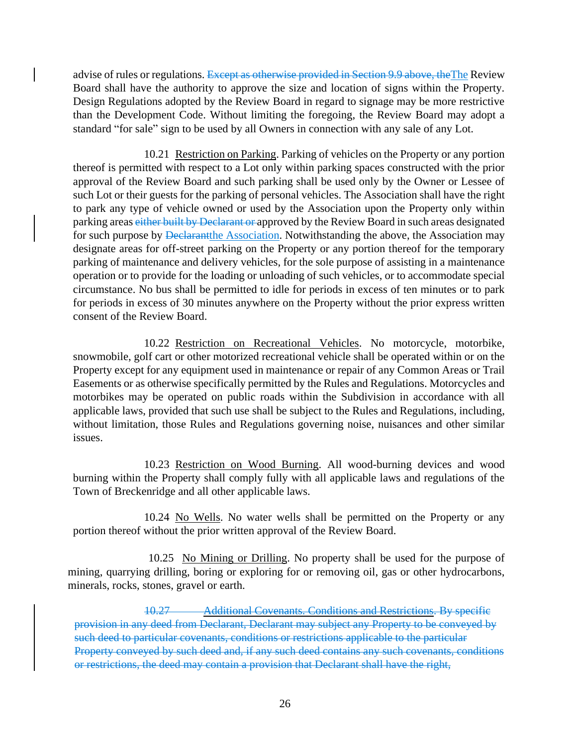advise of rules or regulations. ~~Except as otherwise provided in Section 9.9 above, the~~The Review Board shall have the authority to approve the size and location of signs within the Property. Design Regulations adopted by the Review Board in regard to signage may be more restrictive than the Development Code. Without limiting the foregoing, the Review Board may adopt a standard "for sale" sign to be used by all Owners in connection with any sale of any Lot.

10.21 Restriction on Parking. Parking of vehicles on the Property or any portion thereof is permitted with respect to a Lot only within parking spaces constructed with the prior approval of the Review Board and such parking shall be used only by the Owner or Lessee of such Lot or their guests for the parking of personal vehicles. The Association shall have the right to park any type of vehicle owned or used by the Association upon the Property only within parking areas ~~either built by Declarant or~~ approved by the Review Board in such areas designated for such purpose by ~~Declarant~~the Association. Notwithstanding the above, the Association may designate areas for off-street parking on the Property or any portion thereof for the temporary parking of maintenance and delivery vehicles, for the sole purpose of assisting in a maintenance operation or to provide for the loading or unloading of such vehicles, or to accommodate special circumstance. No bus shall be permitted to idle for periods in excess of ten minutes or to park for periods in excess of 30 minutes anywhere on the Property without the prior express written consent of the Review Board.

10.22 Restriction on Recreational Vehicles. No motorcycle, motorbike, snowmobile, golf cart or other motorized recreational vehicle shall be operated within or on the Property except for any equipment used in maintenance or repair of any Common Areas or Trail Easements or as otherwise specifically permitted by the Rules and Regulations. Motorcycles and motorbikes may be operated on public roads within the Subdivision in accordance with all applicable laws, provided that such use shall be subject to the Rules and Regulations, including, without limitation, those Rules and Regulations governing noise, nuisances and other similar issues.

10.23 Restriction on Wood Burning. All wood-burning devices and wood burning within the Property shall comply fully with all applicable laws and regulations of the Town of Breckenridge and all other applicable laws.

10.24 No Wells. No water wells shall be permitted on the Property or any portion thereof without the prior written approval of the Review Board.

10.25 No Mining or Drilling. No property shall be used for the purpose of mining, quarrying drilling, boring or exploring for or removing oil, gas or other hydrocarbons, minerals, rocks, stones, gravel or earth.

~~10.27 Additional Covenants. Conditions and Restrictions. By specific provision in any deed from Declarant, Declarant may subject any Property to be conveyed by such deed to particular covenants, conditions or restrictions applicable to the particular Property conveyed by such deed and, if any such deed contains any such covenants, conditions or restrictions, the deed may contain a provision that Declarant shall have the right,~~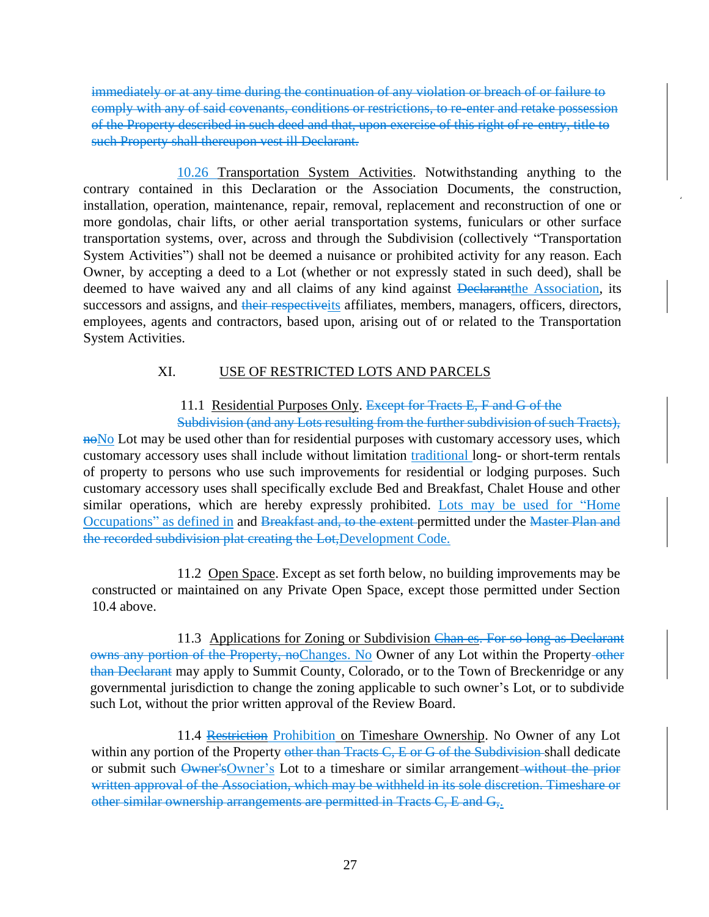~~immediately or at any time during the continuation of any violation or breach of or failure to comply with any of said covenants, conditions or restrictions, to re-enter and retake possession of the Property described in such deed and that, upon exercise of this right of re-entry, title to such Property shall thereupon vest ill Declarant.~~

10.26 Transportation System Activities. Notwithstanding anything to the contrary contained in this Declaration or the Association Documents, the construction, installation, operation, maintenance, repair, removal, replacement and reconstruction of one or more gondolas, chair lifts, or other aerial transportation systems, funiculars or other surface transportation systems, over, across and through the Subdivision (collectively "Transportation System Activities") shall not be deemed a nuisance or prohibited activity for any reason. Each Owner, by accepting a deed to a Lot (whether or not expressly stated in such deed), shall be deemed to have waived any and all claims of any kind against ~~Declarant~~the Association, its successors and assigns, and ~~their respective~~its affiliates, members, managers, officers, directors, employees, agents and contractors, based upon, arising out of or related to the Transportation System Activities.

## XI. USE OF RESTRICTED LOTS AND PARCELS

11.1 Residential Purposes Only. ~~Except for Tracts E, F and G of the Subdivision (and any Lots resulting from the further subdivision of such Tracts), no~~No Lot may be used other than for residential purposes with customary accessory uses, which customary accessory uses shall include without limitation traditional long- or short-term rentals of property to persons who use such improvements for residential or lodging purposes. Such customary accessory uses shall specifically exclude Bed and Breakfast, Chalet House and other similar operations, which are hereby expressly prohibited. Lots may be used for "Home Occupations" as defined in and ~~Breakfast and, to the extent~~ permitted under the ~~Master Plan and the recorded subdivision plat creating the Lot,~~Development Code.

11.2 Open Space. Except as set forth below, no building improvements may be constructed or maintained on any Private Open Space, except those permitted under Section 10.4 above.

11.3 Applications for Zoning or Subdivision ~~Chan es. For so long as Declarant owns any portion of the Property, no~~Changes. No Owner of any Lot within the Property ~~other than Declarant~~ may apply to Summit County, Colorado, or to the Town of Breckenridge or any governmental jurisdiction to change the zoning applicable to such owner's Lot, or to subdivide such Lot, without the prior written approval of the Review Board.

11.4 ~~Restriction~~ Prohibition on Timeshare Ownership. No Owner of any Lot within any portion of the Property ~~other than Tracts C, E or G of the Subdivision~~ shall dedicate or submit such ~~Owner's~~Owner's Lot to a timeshare or similar arrangement ~~without the prior written approval of the Association, which may be withheld in its sole discretion. Timeshare or other similar ownership arrangements are permitted in Tracts C, E and G,~~.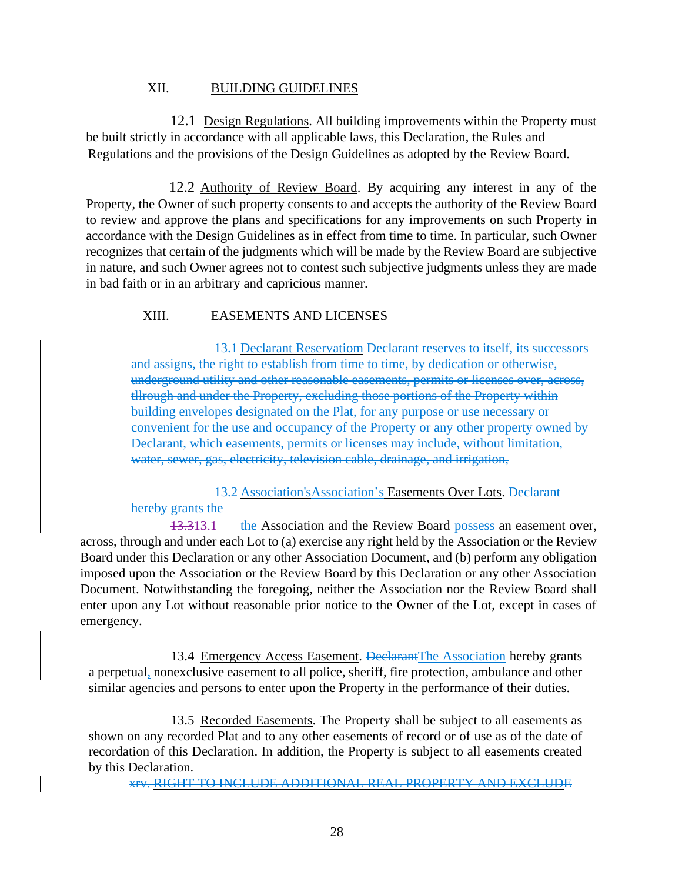XII. BUILDING GUIDELINES

12.1 Design Regulations. All building improvements within the Property must be built strictly in accordance with all applicable laws, this Declaration, the Rules and Regulations and the provisions of the Design Guidelines as adopted by the Review Board.

12.2 Authority of Review Board. By acquiring any interest in any of the Property, the Owner of such property consents to and accepts the authority of the Review Board to review and approve the plans and specifications for any improvements on such Property in accordance with the Design Guidelines as in effect from time to time. In particular, such Owner recognizes that certain of the judgments which will be made by the Review Board are subjective in nature, and such Owner agrees not to contest such subjective judgments unless they are made in bad faith or in an arbitrary and capricious manner.

XIII. EASEMENTS AND LICENSES

~~13.1 Declarant Reservatiom Declarant reserves to itself, its successors and assigns, the right to establish from time to time, by dedication or otherwise, underground utility and other reasonable easements, permits or licenses over, across, tllrough and under the Property, excluding those portions of the Property within building envelopes designated on the Plat, for any purpose or use necessary or convenient for the use and occupancy of the Property or any other property owned by Declarant, which easements, permits or licenses may include, without limitation, water, sewer, gas, electricity, television cable, drainage, and irrigation,~~

~~13.2 Association's~~Association's Easements Over Lots. ~~Declarant hereby grants the~~

~~13.3~~13.1 the Association and the Review Board possess an easement over, across, through and under each Lot to (a) exercise any right held by the Association or the Review Board under this Declaration or any other Association Document, and (b) perform any obligation imposed upon the Association or the Review Board by this Declaration or any other Association Document. Notwithstanding the foregoing, neither the Association nor the Review Board shall enter upon any Lot without reasonable prior notice to the Owner of the Lot, except in cases of emergency.

13.4 Emergency Access Easement. ~~Declarant~~The Association hereby grants a perpetual, nonexclusive easement to all police, sheriff, fire protection, ambulance and other similar agencies and persons to enter upon the Property in the performance of their duties.

13.5 Recorded Easements. The Property shall be subject to all easements as shown on any recorded Plat and to any other easements of record or of use as of the date of recordation of this Declaration. In addition, the Property is subject to all easements created by this Declaration.

~~xrv. RIGHT TO INCLUDE ADDITIONAL REAL PROPERTY AND EXCLUDE~~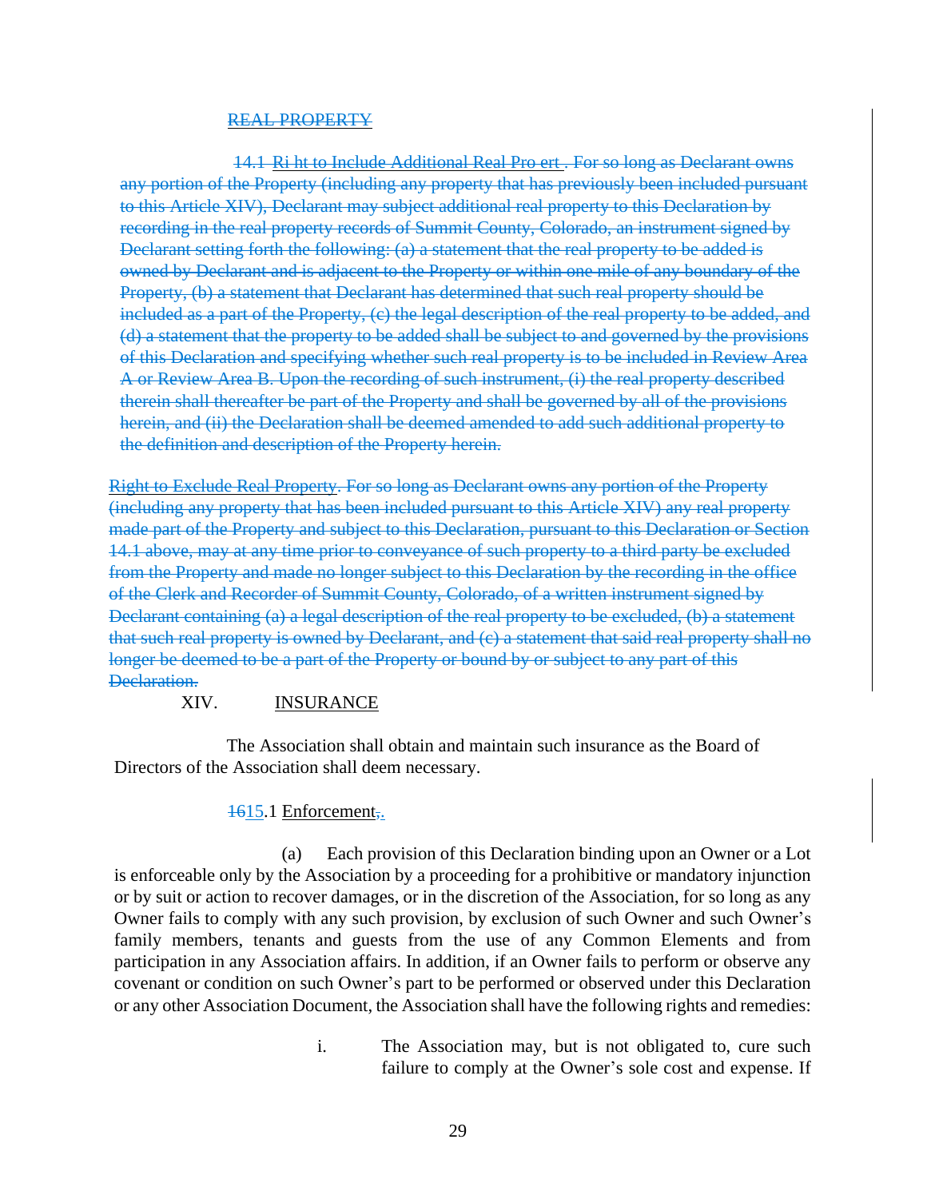REAL PROPERTY

14.1 Ri ht to Include Additional Real Pro ert . For so long as Declarant owns any portion of the Property (including any property that has previously been included pursuant to this Article XIV), Declarant may subject additional real property to this Declaration by recording in the real property records of Summit County, Colorado, an instrument signed by Declarant setting forth the following: (a) a statement that the real property to be added is owned by Declarant and is adjacent to the Property or within one mile of any boundary of the Property, (b) a statement that Declarant has determined that such real property should be included as a part of the Property, (c) the legal description of the real property to be added, and (d) a statement that the property to be added shall be subject to and governed by the provisions of this Declaration and specifying whether such real property is to be included in Review Area A or Review Area B. Upon the recording of such instrument, (i) the real property described therein shall thereafter be part of the Property and shall be governed by all of the provisions herein, and (ii) the Declaration shall be deemed amended to add such additional property to the definition and description of the Property herein.

Right to Exclude Real Property. For so long as Declarant owns any portion of the Property (including any property that has been included pursuant to this Article XIV) any real property made part of the Property and subject to this Declaration, pursuant to this Declaration or Section 14.1 above, may at any time prior to conveyance of such property to a third party be excluded from the Property and made no longer subject to this Declaration by the recording in the office of the Clerk and Recorder of Summit County, Colorado, of a written instrument signed by Declarant containing (a) a legal description of the real property to be excluded, (b) a statement that such real property is owned by Declarant, and (c) a statement that said real property shall no longer be deemed to be a part of the Property or bound by or subject to any part of this Declaration.

## XIV. INSURANCE

The Association shall obtain and maintain such insurance as the Board of Directors of the Association shall deem necessary.

1615.1 Enforcement,.

(a) Each provision of this Declaration binding upon an Owner or a Lot is enforceable only by the Association by a proceeding for a prohibitive or mandatory injunction or by suit or action to recover damages, or in the discretion of the Association, for so long as any Owner fails to comply with any such provision, by exclusion of such Owner and such Owner's family members, tenants and guests from the use of any Common Elements and from participation in any Association affairs. In addition, if an Owner fails to perform or observe any covenant or condition on such Owner's part to be performed or observed under this Declaration or any other Association Document, the Association shall have the following rights and remedies:

i. The Association may, but is not obligated to, cure such failure to comply at the Owner's sole cost and expense. If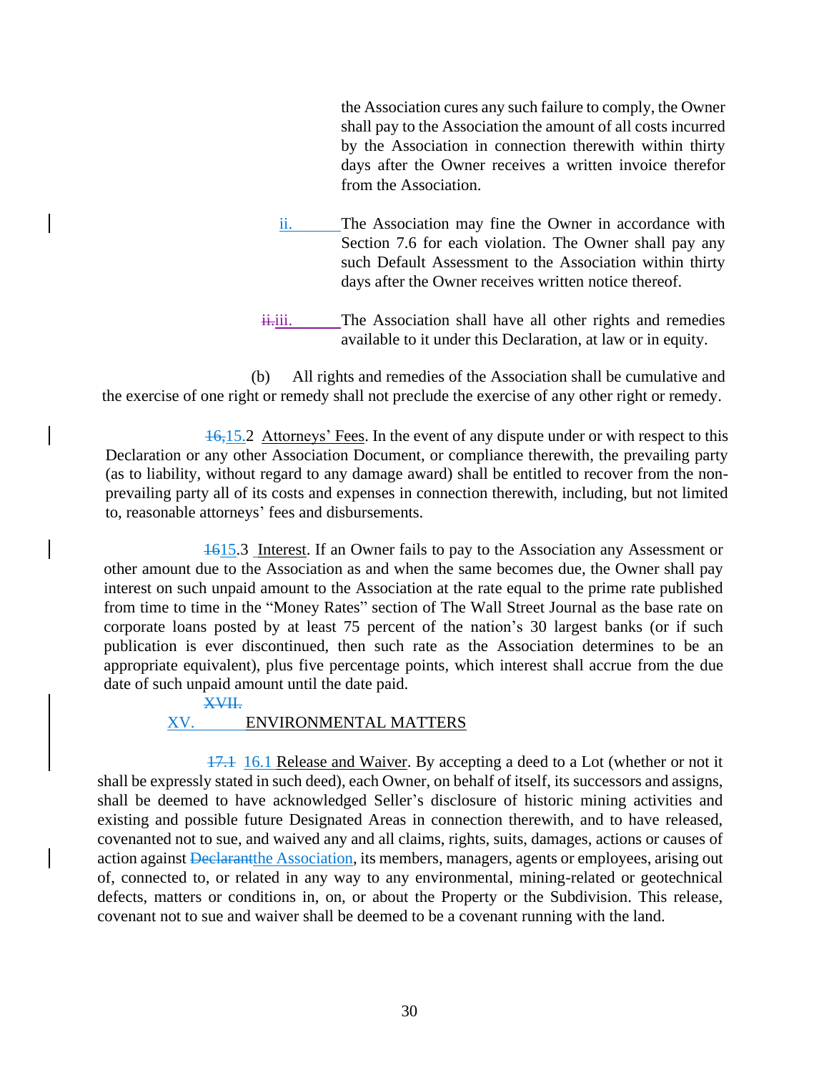the Association cures any such failure to comply, the Owner shall pay to the Association the amount of all costs incurred by the Association in connection therewith within thirty days after the Owner receives a written invoice therefor from the Association.

ii. The Association may fine the Owner in accordance with Section 7.6 for each violation. The Owner shall pay any such Default Assessment to the Association within thirty days after the Owner receives written notice thereof.

~~ii.~~iii. The Association shall have all other rights and remedies available to it under this Declaration, at law or in equity.

(b) All rights and remedies of the Association shall be cumulative and the exercise of one right or remedy shall not preclude the exercise of any other right or remedy.

~~16,~~15.2 Attorneys' Fees. In the event of any dispute under or with respect to this Declaration or any other Association Document, or compliance therewith, the prevailing party (as to liability, without regard to any damage award) shall be entitled to recover from the non-prevailing party all of its costs and expenses in connection therewith, including, but not limited to, reasonable attorneys' fees and disbursements.

~~16~~15.3 Interest. If an Owner fails to pay to the Association any Assessment or other amount due to the Association as and when the same becomes due, the Owner shall pay interest on such unpaid amount to the Association at the rate equal to the prime rate published from time to time in the "Money Rates" section of The Wall Street Journal as the base rate on corporate loans posted by at least 75 percent of the nation's 30 largest banks (or if such publication is ever discontinued, then such rate as the Association determines to be an appropriate equivalent), plus five percentage points, which interest shall accrue from the due date of such unpaid amount until the date paid.

~~XVII.~~

XV. ENVIRONMENTAL MATTERS

~~17.1~~ 16.1 Release and Waiver. By accepting a deed to a Lot (whether or not it shall be expressly stated in such deed), each Owner, on behalf of itself, its successors and assigns, shall be deemed to have acknowledged Seller's disclosure of historic mining activities and existing and possible future Designated Areas in connection therewith, and to have released, covenanted not to sue, and waived any and all claims, rights, suits, damages, actions or causes of action against ~~Declarant~~the Association, its members, managers, agents or employees, arising out of, connected to, or related in any way to any environmental, mining-related or geotechnical defects, matters or conditions in, on, or about the Property or the Subdivision. This release, covenant not to sue and waiver shall be deemed to be a covenant running with the land.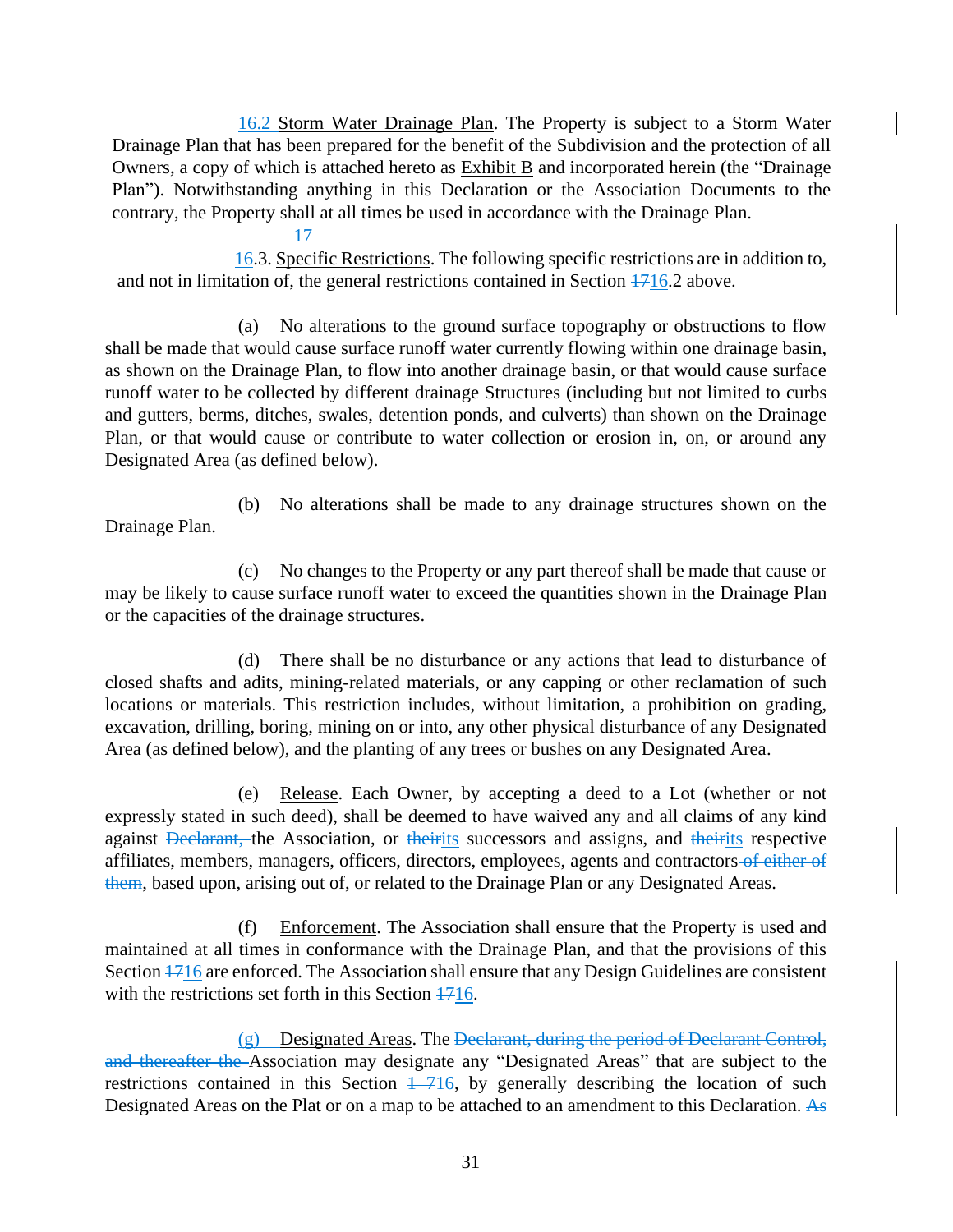16.2 Storm Water Drainage Plan. The Property is subject to a Storm Water Drainage Plan that has been prepared for the benefit of the Subdivision and the protection of all Owners, a copy of which is attached hereto as Exhibit B and incorporated herein (the "Drainage Plan"). Notwithstanding anything in this Declaration or the Association Documents to the contrary, the Property shall at all times be used in accordance with the Drainage Plan.

~~17~~16.3. Specific Restrictions. The following specific restrictions are in addition to, and not in limitation of, the general restrictions contained in Section ~~17~~16.2 above.

(a) No alterations to the ground surface topography or obstructions to flow shall be made that would cause surface runoff water currently flowing within one drainage basin, as shown on the Drainage Plan, to flow into another drainage basin, or that would cause surface runoff water to be collected by different drainage Structures (including but not limited to curbs and gutters, berms, ditches, swales, detention ponds, and culverts) than shown on the Drainage Plan, or that would cause or contribute to water collection or erosion in, on, or around any Designated Area (as defined below).

(b) No alterations shall be made to any drainage structures shown on the Drainage Plan.

(c) No changes to the Property or any part thereof shall be made that cause or may be likely to cause surface runoff water to exceed the quantities shown in the Drainage Plan or the capacities of the drainage structures.

(d) There shall be no disturbance or any actions that lead to disturbance of closed shafts and adits, mining-related materials, or any capping or other reclamation of such locations or materials. This restriction includes, without limitation, a prohibition on grading, excavation, drilling, boring, mining on or into, any other physical disturbance of any Designated Area (as defined below), and the planting of any trees or bushes on any Designated Area.

(e) Release. Each Owner, by accepting a deed to a Lot (whether or not expressly stated in such deed), shall be deemed to have waived any and all claims of any kind against ~~Declarant,~~ the Association, or ~~their~~its successors and assigns, and ~~their~~its respective affiliates, members, managers, officers, directors, employees, agents and contractors ~~of either of them~~, based upon, arising out of, or related to the Drainage Plan or any Designated Areas.

(f) Enforcement. The Association shall ensure that the Property is used and maintained at all times in conformance with the Drainage Plan, and that the provisions of this Section ~~17~~16 are enforced. The Association shall ensure that any Design Guidelines are consistent with the restrictions set forth in this Section ~~17~~16.

(g) Designated Areas. The ~~Declarant, during the period of Declarant Control, and thereafter the~~ Association may designate any "Designated Areas" that are subject to the restrictions contained in this Section ~~17~~16, by generally describing the location of such Designated Areas on the Plat or on a map to be attached to an amendment to this Declaration. As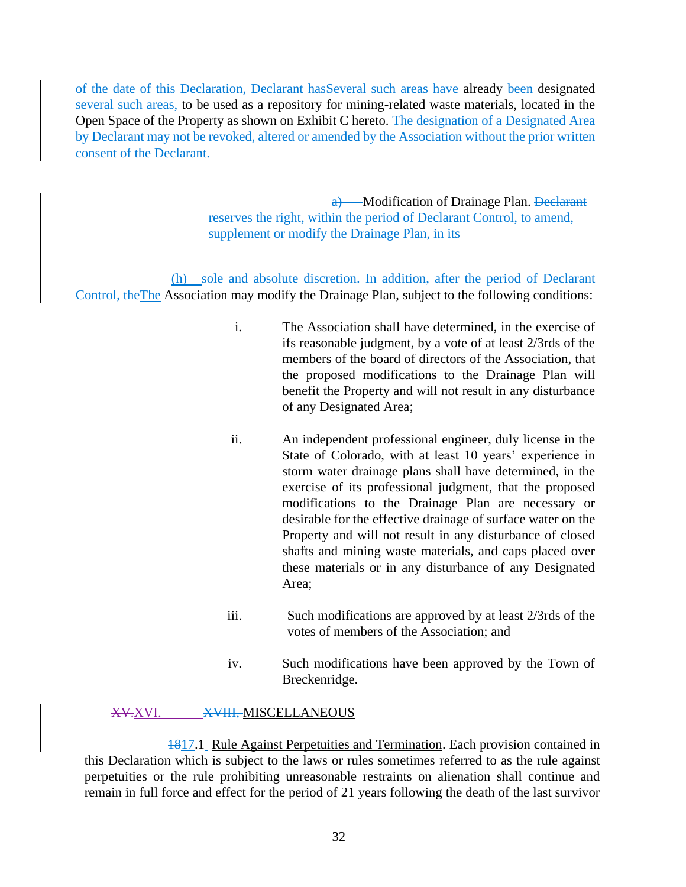of the date of this Declaration, Declarant hasSeveral such areas have already been designated several such areas, to be used as a repository for mining-related waste materials, located in the Open Space of the Property as shown on Exhibit C hereto. The designation of a Designated Area by Declarant may not be revoked, altered or amended by the Association without the prior written consent of the Declarant.

a) Modification of Drainage Plan. Declarant reserves the right, within the period of Declarant Control, to amend, supplement or modify the Drainage Plan, in its

(h) sole and absolute discretion. In addition, after the period of Declarant Control, theThe Association may modify the Drainage Plan, subject to the following conditions:

i. The Association shall have determined, in the exercise of ifs reasonable judgment, by a vote of at least 2/3rds of the members of the board of directors of the Association, that the proposed modifications to the Drainage Plan will benefit the Property and will not result in any disturbance of any Designated Area;

ii. An independent professional engineer, duly license in the State of Colorado, with at least 10 years' experience in storm water drainage plans shall have determined, in the exercise of its professional judgment, that the proposed modifications to the Drainage Plan are necessary or desirable for the effective drainage of surface water on the Property and will not result in any disturbance of closed shafts and mining waste materials, and caps placed over these materials or in any disturbance of any Designated Area;

iii. Such modifications are approved by at least 2/3rds of the votes of members of the Association; and

iv. Such modifications have been approved by the Town of Breckenridge.

## XV.XVI. XVIII, MISCELLANEOUS

1817.1 Rule Against Perpetuities and Termination. Each provision contained in this Declaration which is subject to the laws or rules sometimes referred to as the rule against perpetuities or the rule prohibiting unreasonable restraints on alienation shall continue and remain in full force and effect for the period of 21 years following the death of the last survivor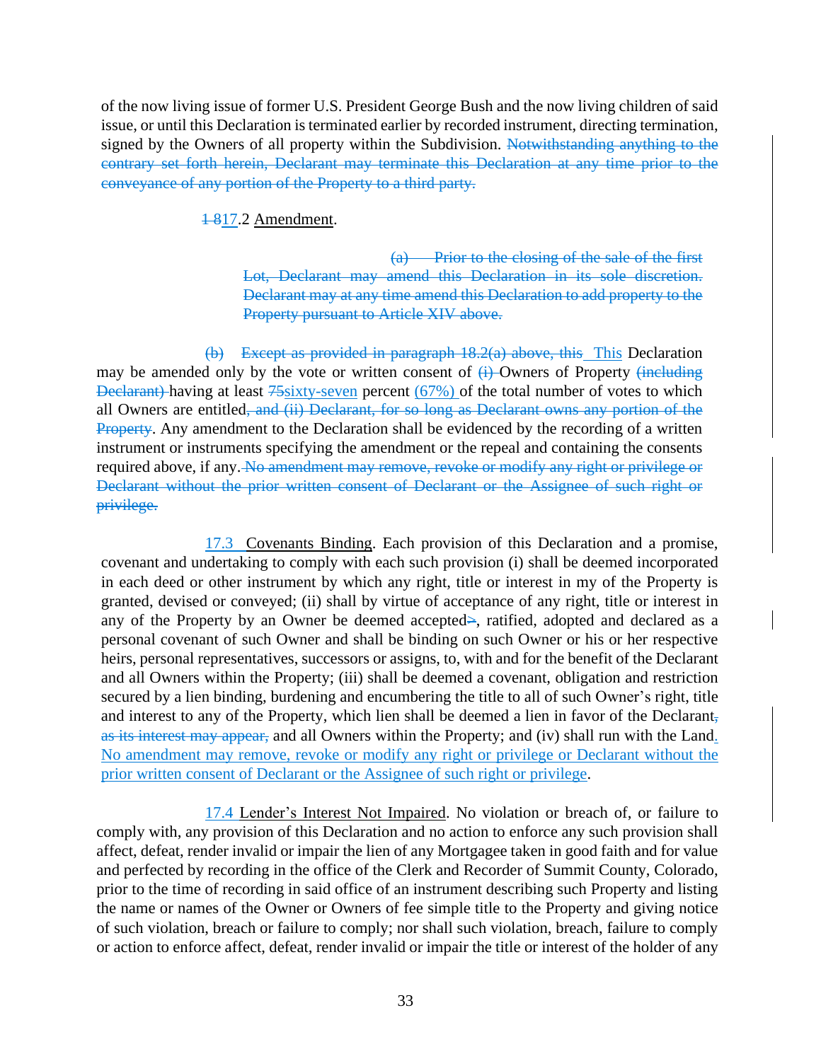of the now living issue of former U.S. President George Bush and the now living children of said issue, or until this Declaration is terminated earlier by recorded instrument, directing termination, signed by the Owners of all property within the Subdivision. ~~Notwithstanding anything to the contrary set forth herein, Declarant may terminate this Declaration at any time prior to the conveyance of any portion of the Property to a third party.~~

~~1 8~~17.2 Amendment.

> ~~(a) Prior to the closing of the sale of the first Lot, Declarant may amend this Declaration in its sole discretion. Declarant may at any time amend this Declaration to add property to the Property pursuant to Article XIV above.~~

~~(b) Except as provided in paragraph 18.2(a) above, this~~ This Declaration may be amended only by the vote or written consent of ~~(i)~~ Owners of Property ~~(including Declarant)~~ having at least ~~75~~sixty-seven percent (67%) of the total number of votes to which all Owners are entitled~~, and (ii) Declarant, for so long as Declarant owns any portion of the Property~~. Any amendment to the Declaration shall be evidenced by the recording of a written instrument or instruments specifying the amendment or the repeal and containing the consents required above, if any. ~~No amendment may remove, revoke or modify any right or privilege or Declarant without the prior written consent of Declarant or the Assignee of such right or privilege.~~

17.3 Covenants Binding. Each provision of this Declaration and a promise, covenant and undertaking to comply with each such provision (i) shall be deemed incorporated in each deed or other instrument by which any right, title or interest in my of the Property is granted, devised or conveyed; (ii) shall by virtue of acceptance of any right, title or interest in any of the Property by an Owner be deemed accepted~~>~~, ratified, adopted and declared as a personal covenant of such Owner and shall be binding on such Owner or his or her respective heirs, personal representatives, successors or assigns, to, with and for the benefit of the Declarant and all Owners within the Property; (iii) shall be deemed a covenant, obligation and restriction secured by a lien binding, burdening and encumbering the title to all of such Owner's right, title and interest to any of the Property, which lien shall be deemed a lien in favor of the Declarant~~, as its interest may appear,~~ and all Owners within the Property; and (iv) shall run with the Land. No amendment may remove, revoke or modify any right or privilege or Declarant without the prior written consent of Declarant or the Assignee of such right or privilege.

17.4 Lender's Interest Not Impaired. No violation or breach of, or failure to comply with, any provision of this Declaration and no action to enforce any such provision shall affect, defeat, render invalid or impair the lien of any Mortgagee taken in good faith and for value and perfected by recording in the office of the Clerk and Recorder of Summit County, Colorado, prior to the time of recording in said office of an instrument describing such Property and listing the name or names of the Owner or Owners of fee simple title to the Property and giving notice of such violation, breach or failure to comply; nor shall such violation, breach, failure to comply or action to enforce affect, defeat, render invalid or impair the title or interest of the holder of any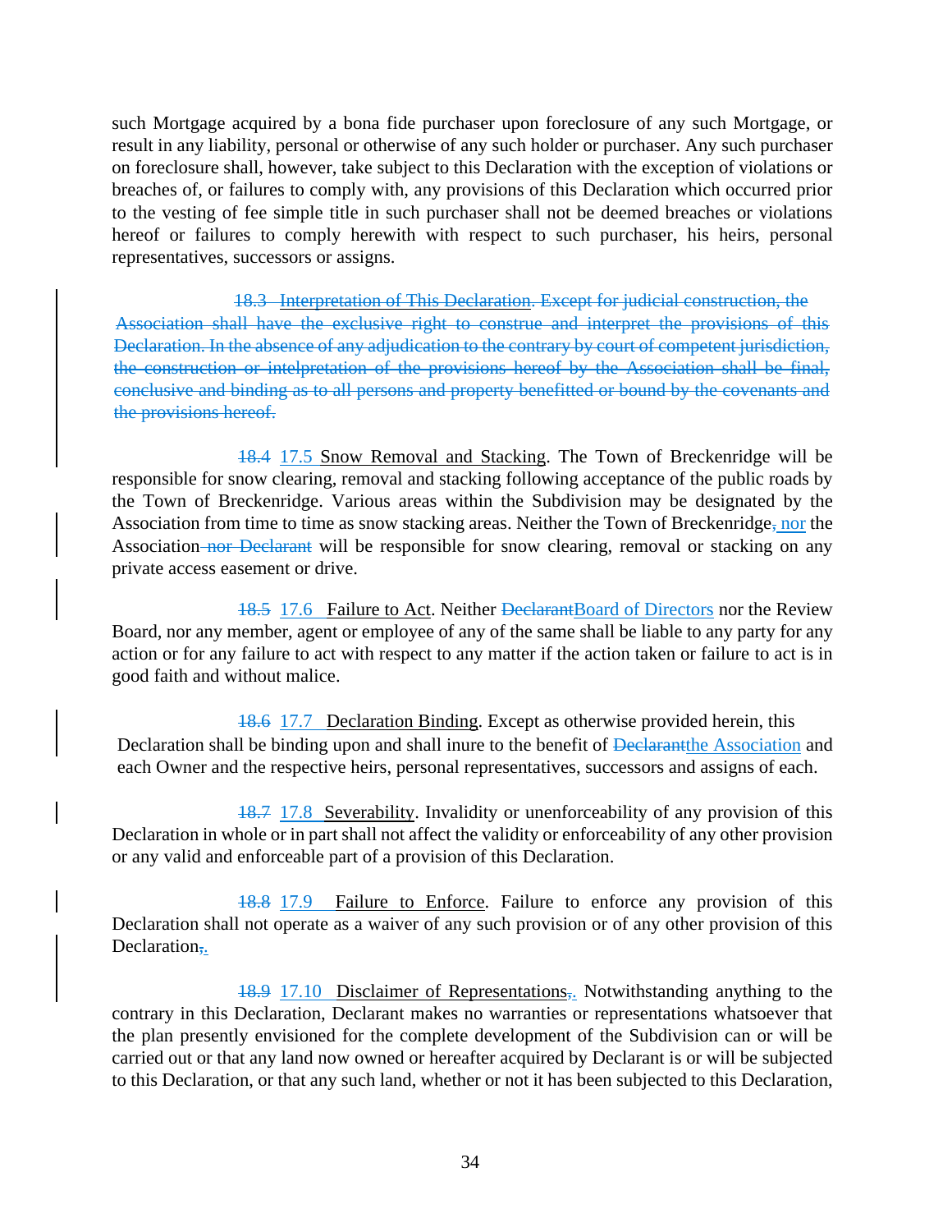such Mortgage acquired by a bona fide purchaser upon foreclosure of any such Mortgage, or result in any liability, personal or otherwise of any such holder or purchaser. Any such purchaser on foreclosure shall, however, take subject to this Declaration with the exception of violations or breaches of, or failures to comply with, any provisions of this Declaration which occurred prior to the vesting of fee simple title in such purchaser shall not be deemed breaches or violations hereof or failures to comply herewith with respect to such purchaser, his heirs, personal representatives, successors or assigns.

~~18.3 Interpretation of This Declaration. Except for judicial construction, the Association shall have the exclusive right to construe and interpret the provisions of this Declaration. In the absence of any adjudication to the contrary by court of competent jurisdiction, the construction or intelpretation of the provisions hereof by the Association shall be final, conclusive and binding as to all persons and property benefitted or bound by the covenants and the provisions hereof.~~

~~18.4~~ 17.5 Snow Removal and Stacking. The Town of Breckenridge will be responsible for snow clearing, removal and stacking following acceptance of the public roads by the Town of Breckenridge. Various areas within the Subdivision may be designated by the Association from time to time as snow stacking areas. Neither the Town of Breckenridge~~,~~ nor the Association ~~nor Declarant~~ will be responsible for snow clearing, removal or stacking on any private access easement or drive.

~~18.5~~ 17.6 Failure to Act. Neither ~~Declarant~~Board of Directors nor the Review Board, nor any member, agent or employee of any of the same shall be liable to any party for any action or for any failure to act with respect to any matter if the action taken or failure to act is in good faith and without malice.

~~18.6~~ 17.7 Declaration Binding. Except as otherwise provided herein, this Declaration shall be binding upon and shall inure to the benefit of ~~Declarant~~the Association and each Owner and the respective heirs, personal representatives, successors and assigns of each.

~~18.7~~ 17.8 Severability. Invalidity or unenforceability of any provision of this Declaration in whole or in part shall not affect the validity or enforceability of any other provision or any valid and enforceable part of a provision of this Declaration.

~~18.8~~ 17.9 Failure to Enforce. Failure to enforce any provision of this Declaration shall not operate as a waiver of any such provision or of any other provision of this Declaration~~,~~.

~~18.9~~ 17.10 Disclaimer of Representations~~,~~. Notwithstanding anything to the contrary in this Declaration, Declarant makes no warranties or representations whatsoever that the plan presently envisioned for the complete development of the Subdivision can or will be carried out or that any land now owned or hereafter acquired by Declarant is or will be subjected to this Declaration, or that any such land, whether or not it has been subjected to this Declaration,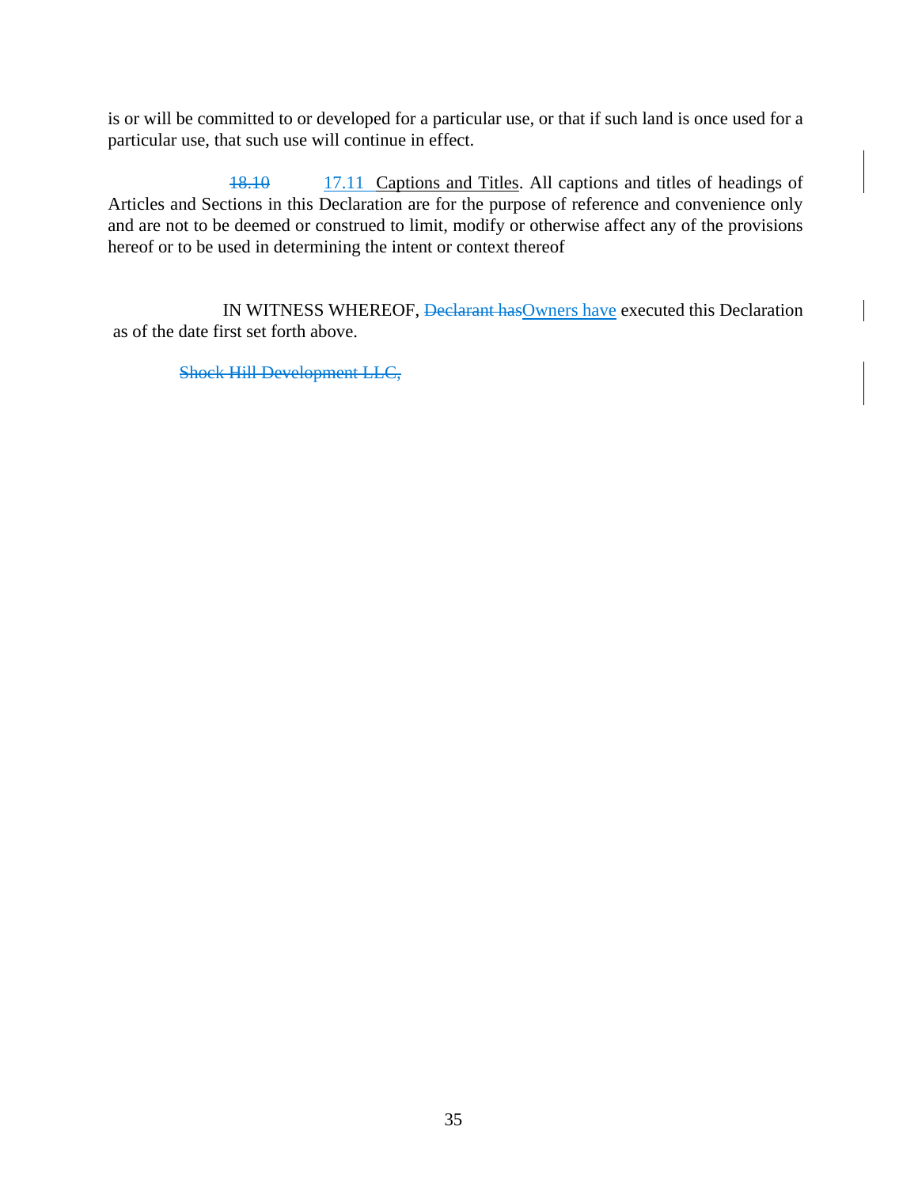is or will be committed to or developed for a particular use, or that if such land is once used for a particular use, that such use will continue in effect.

~~18.10~~ 17.11 Captions and Titles. All captions and titles of headings of Articles and Sections in this Declaration are for the purpose of reference and convenience only and are not to be deemed or construed to limit, modify or otherwise affect any of the provisions hereof or to be used in determining the intent or context thereof

IN WITNESS WHEREOF, ~~Declarant has~~Owners have executed this Declaration as of the date first set forth above.

~~Shock Hill Development LLC,~~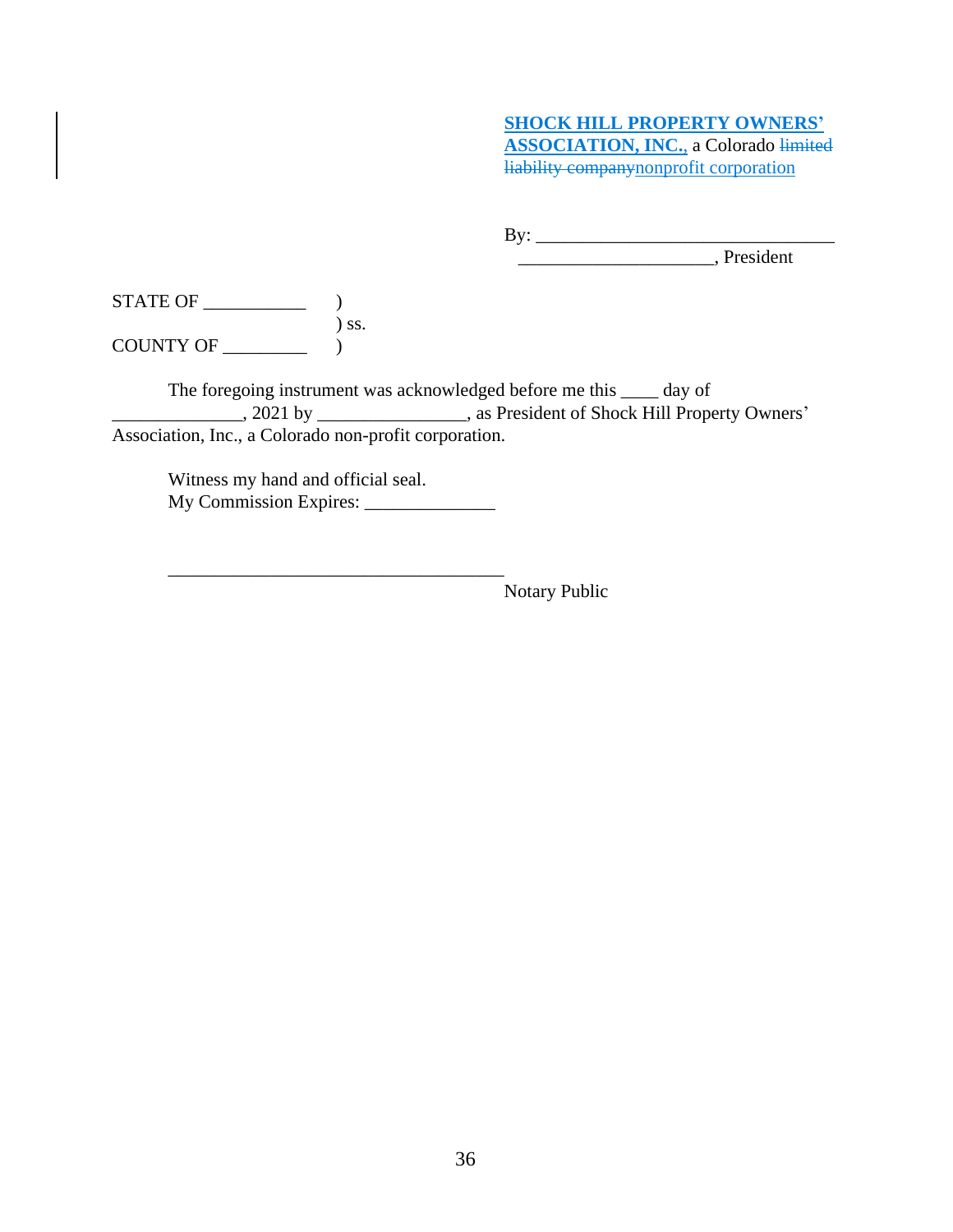**SHOCK HILL PROPERTY OWNERS' ASSOCIATION, INC.,** a Colorado ~~limited liability company~~nonprofit corporation

By: ________________________________
_____________________, President

STATE OF ___________ )
) ss.
COUNTY OF _________ )

The foregoing instrument was acknowledged before me this ____ day of ______________, 2021 by ________________, as President of Shock Hill Property Owners' Association, Inc., a Colorado non-profit corporation.

Witness my hand and official seal.
My Commission Expires: ______________

____________________________________
Notary Public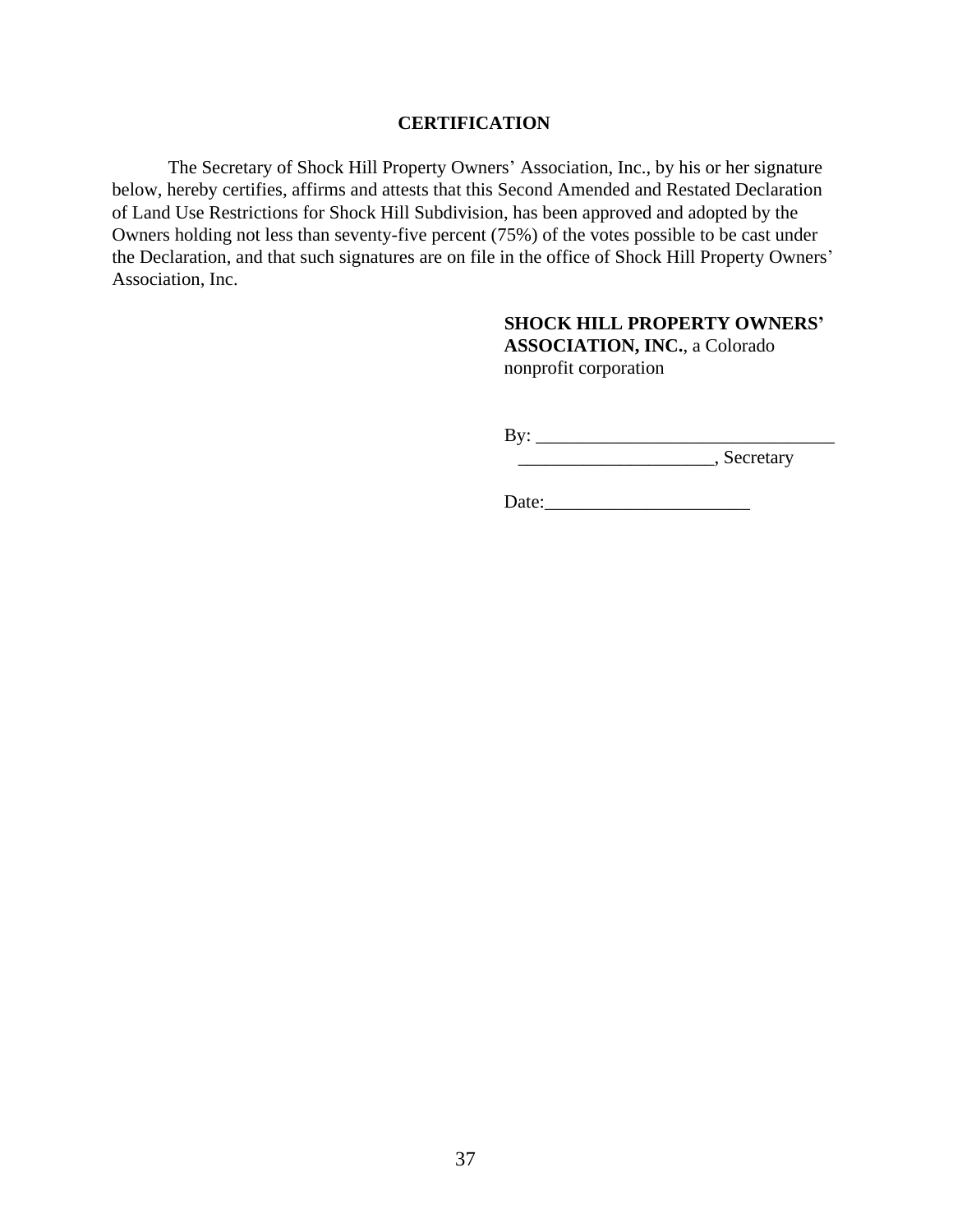## CERTIFICATION

The Secretary of Shock Hill Property Owners' Association, Inc., by his or her signature below, hereby certifies, affirms and attests that this Second Amended and Restated Declaration of Land Use Restrictions for Shock Hill Subdivision, has been approved and adopted by the Owners holding not less than seventy-five percent (75%) of the votes possible to be cast under the Declaration, and that such signatures are on file in the office of Shock Hill Property Owners' Association, Inc.

**SHOCK HILL PROPERTY OWNERS' ASSOCIATION, INC.**, a Colorado nonprofit corporation

By: ________________________________
_____________________, Secretary

Date:______________________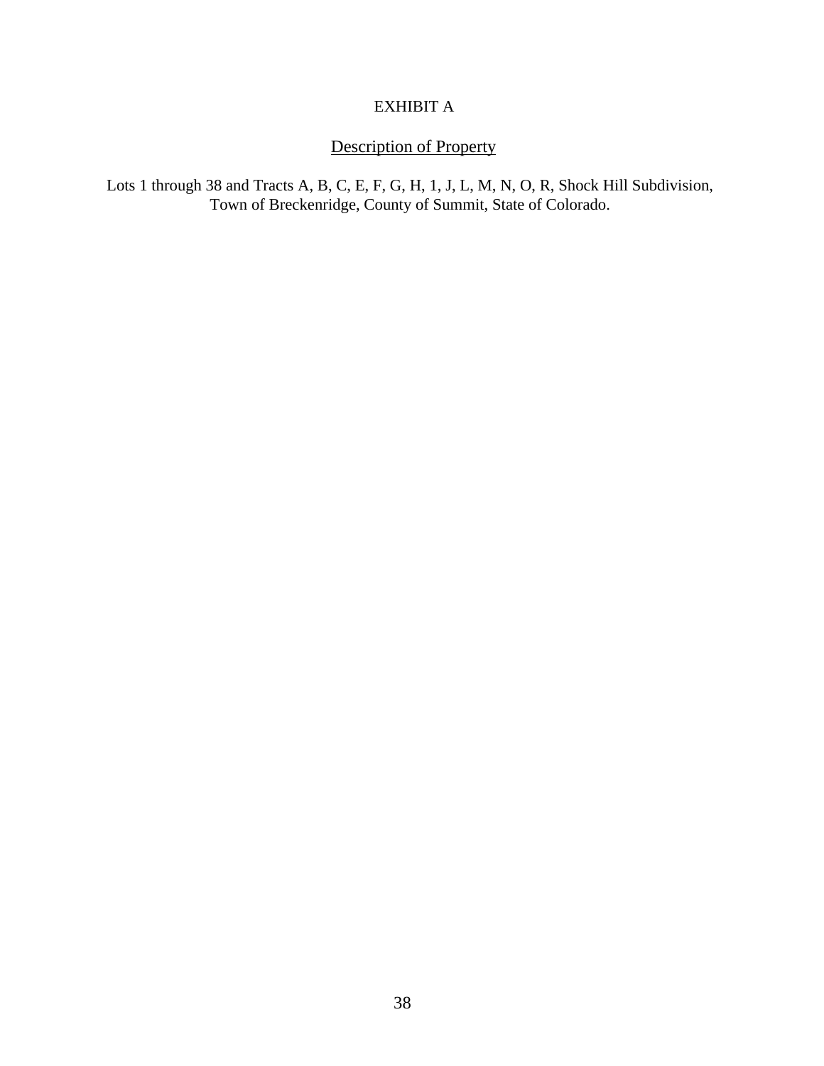# EXHIBIT A

## Description of Property

Lots 1 through 38 and Tracts A, B, C, E, F, G, H, 1, J, L, M, N, O, R, Shock Hill Subdivision, Town of Breckenridge, County of Summit, State of Colorado.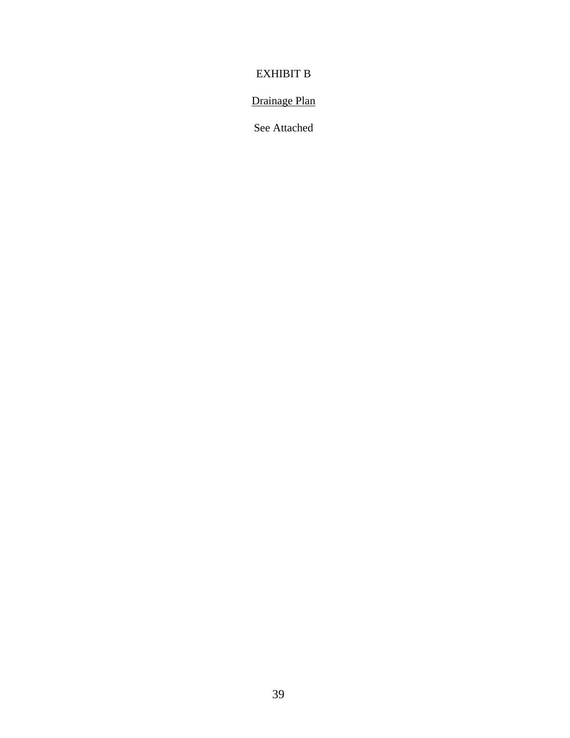# EXHIBIT B

<u>Drainage Plan</u>

See Attached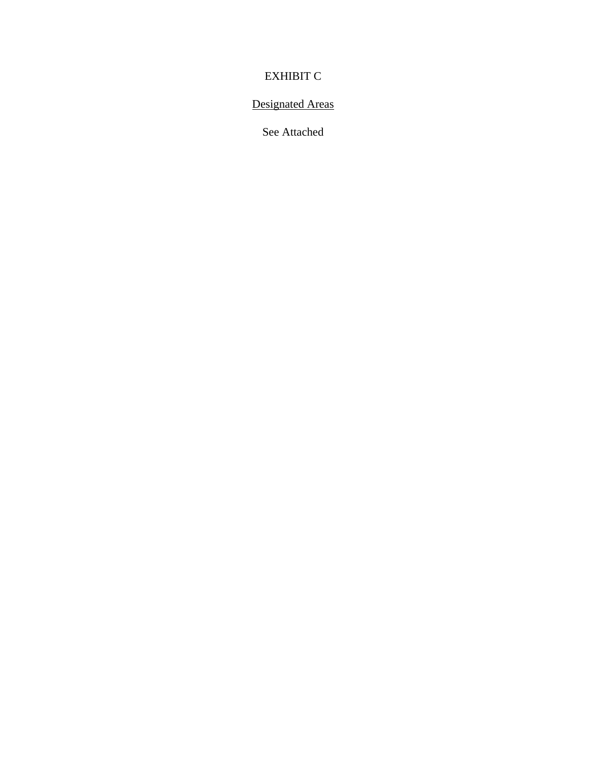# EXHIBIT C

## Designated Areas

See Attached